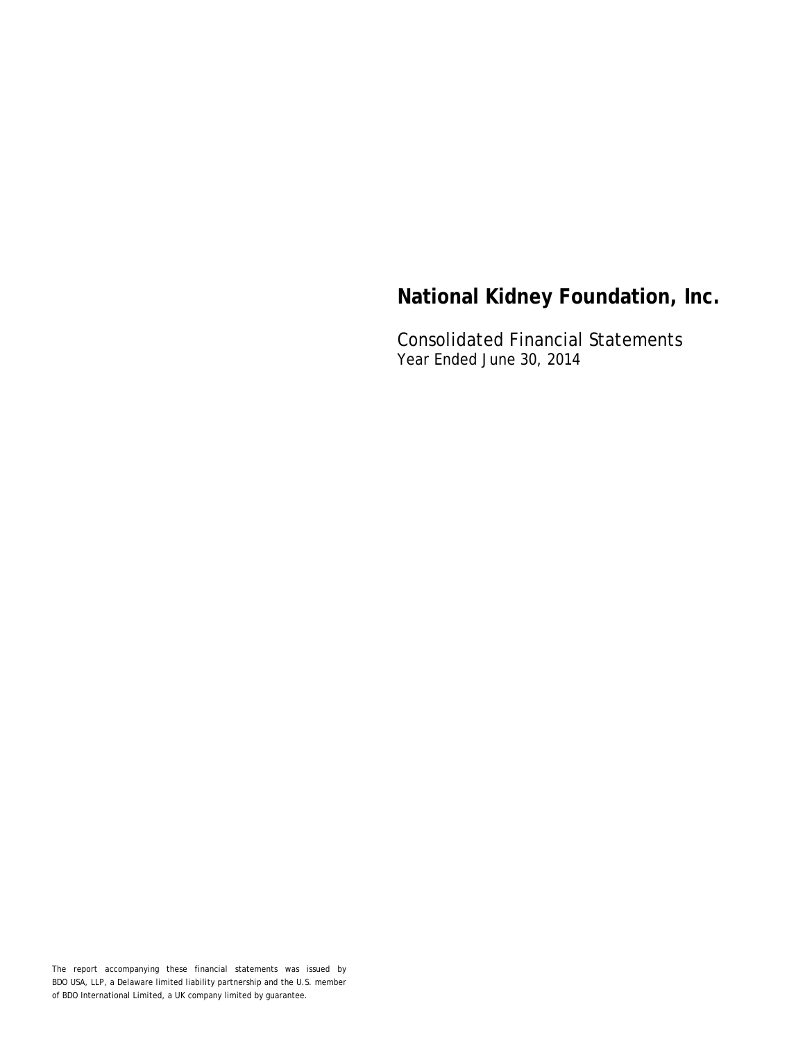# National Kidney Foundation, Inc.

## Consolidated Financial Statements

Year Ended June 30, 2014

The report accompanying these financial statements was issued by BDO USA, LLP, a Delaware limited liability partnership and the U.S. member of BDO International Limited, a UK company limited by guarantee.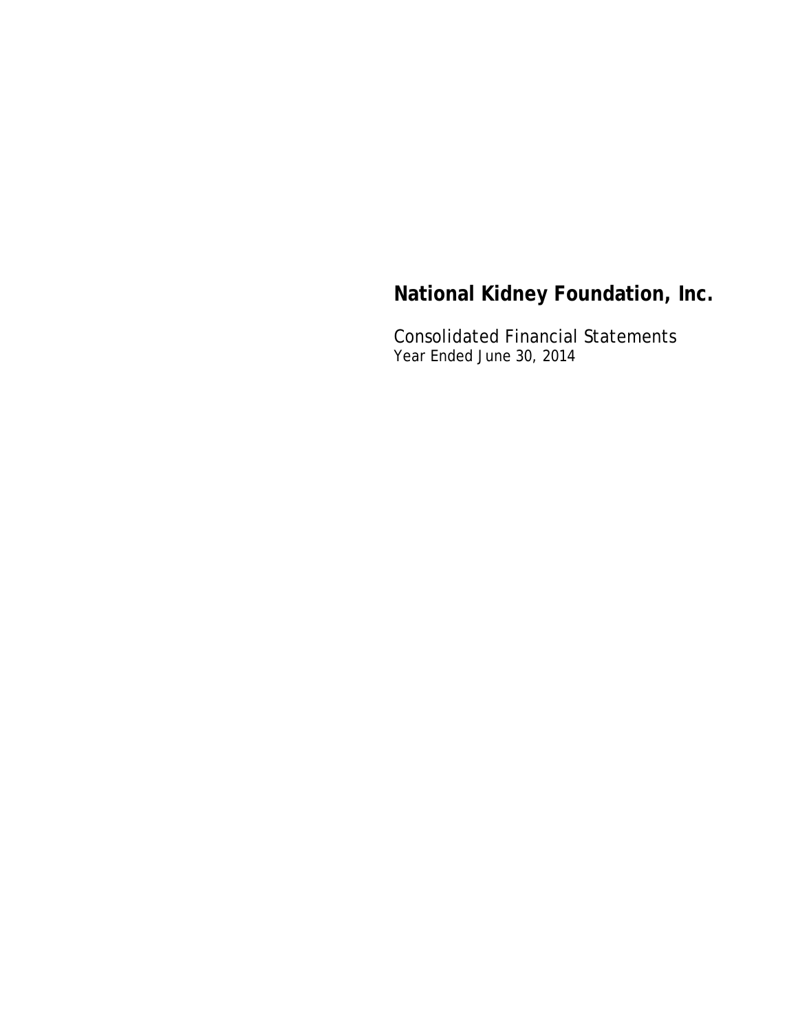# National Kidney Foundation, Inc.

Consolidated Financial Statements
Year Ended June 30, 2014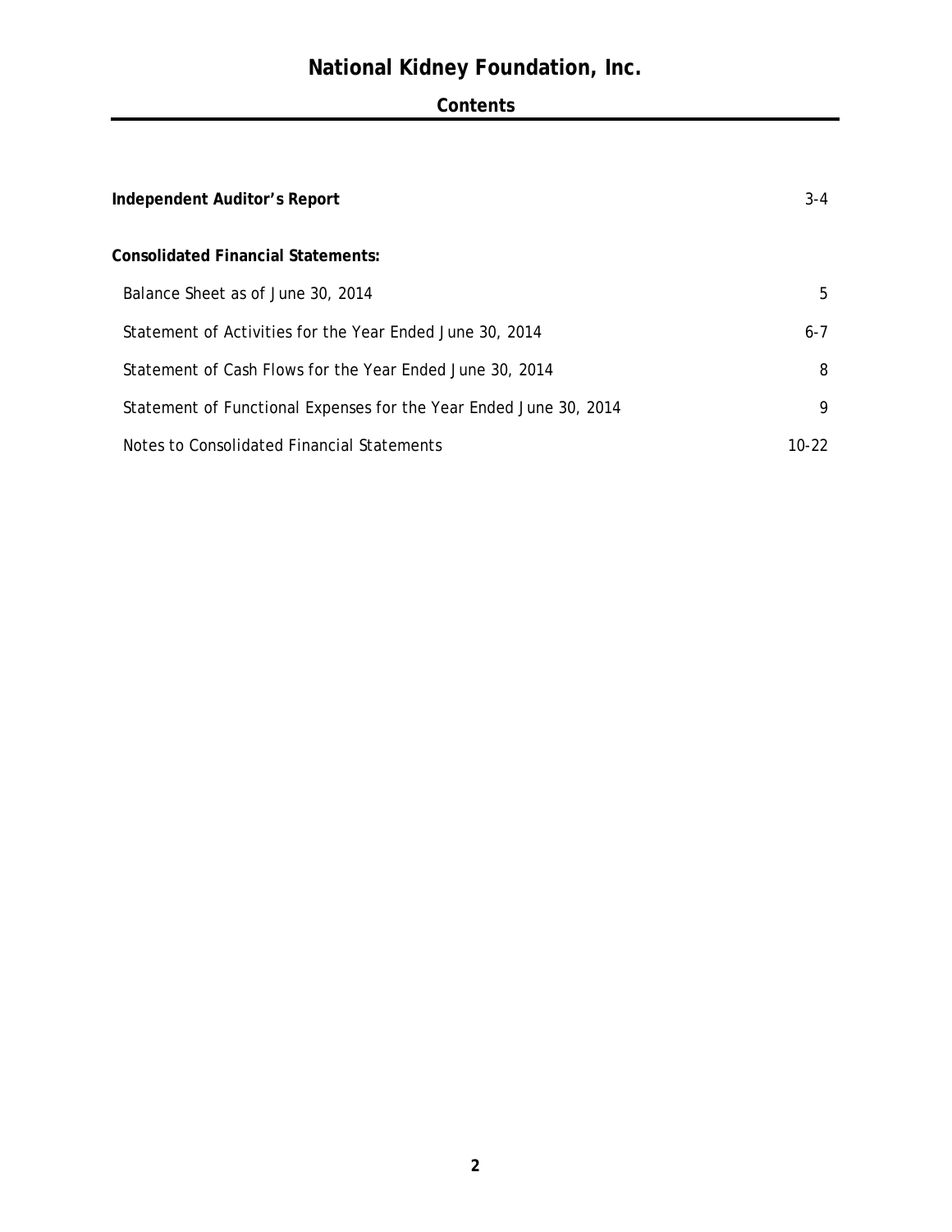# National Kidney Foundation, Inc.

## Contents

| | |
|---|---|
| **Independent Auditor's Report** | 3-4 |
| **Consolidated Financial Statements:** | |
| Balance Sheet as of June 30, 2014 | 5 |
| Statement of Activities for the Year Ended June 30, 2014 | 6-7 |
| Statement of Cash Flows for the Year Ended June 30, 2014 | 8 |
| Statement of Functional Expenses for the Year Ended June 30, 2014 | 9 |
| Notes to Consolidated Financial Statements | 10-22 |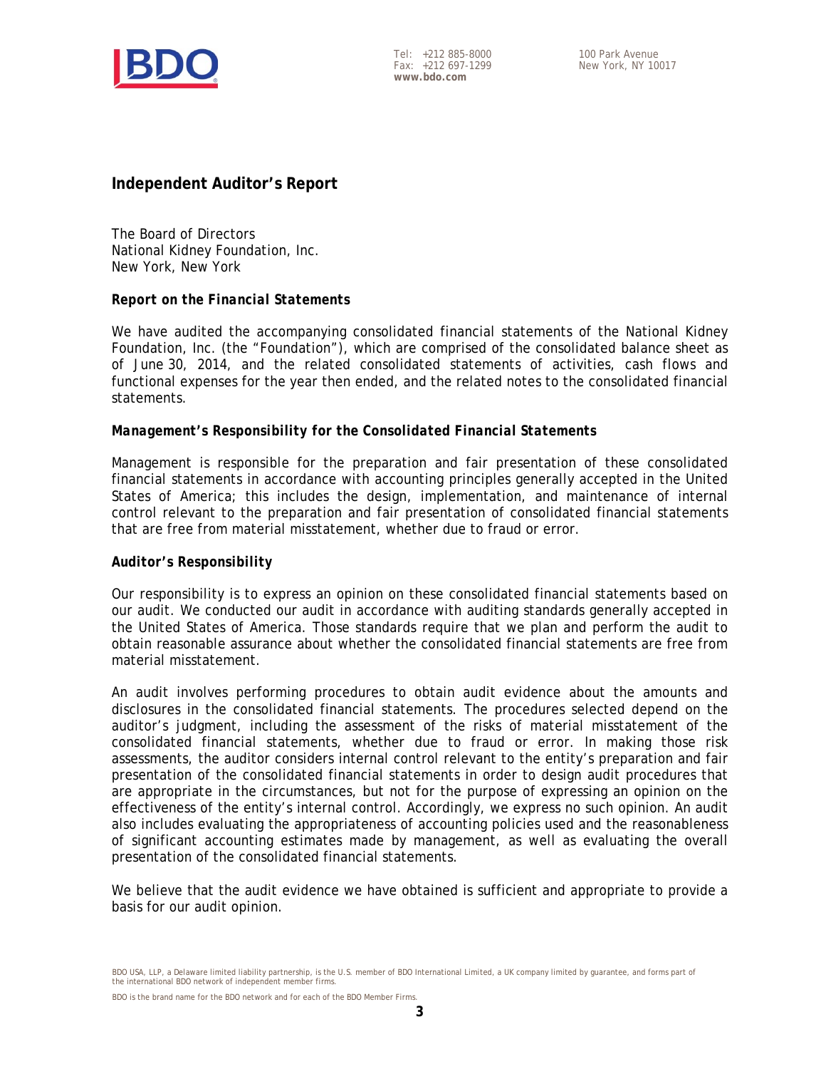Tel: +212 885-8000
Fax: +212 697-1299
**www.bdo.com**

100 Park Avenue
New York, NY 10017

## Independent Auditor's Report

The Board of Directors
National Kidney Foundation, Inc.
New York, New York

***Report on the Financial Statements***

We have audited the accompanying consolidated financial statements of the National Kidney Foundation, Inc. (the "Foundation"), which are comprised of the consolidated balance sheet as of June 30, 2014, and the related consolidated statements of activities, cash flows and functional expenses for the year then ended, and the related notes to the consolidated financial statements.

***Management's Responsibility for the Consolidated Financial Statements***

Management is responsible for the preparation and fair presentation of these consolidated financial statements in accordance with accounting principles generally accepted in the United States of America; this includes the design, implementation, and maintenance of internal control relevant to the preparation and fair presentation of consolidated financial statements that are free from material misstatement, whether due to fraud or error.

***Auditor's Responsibility***

Our responsibility is to express an opinion on these consolidated financial statements based on our audit. We conducted our audit in accordance with auditing standards generally accepted in the United States of America. Those standards require that we plan and perform the audit to obtain reasonable assurance about whether the consolidated financial statements are free from material misstatement.

An audit involves performing procedures to obtain audit evidence about the amounts and disclosures in the consolidated financial statements. The procedures selected depend on the auditor's judgment, including the assessment of the risks of material misstatement of the consolidated financial statements, whether due to fraud or error. In making those risk assessments, the auditor considers internal control relevant to the entity's preparation and fair presentation of the consolidated financial statements in order to design audit procedures that are appropriate in the circumstances, but not for the purpose of expressing an opinion on the effectiveness of the entity's internal control. Accordingly, we express no such opinion. An audit also includes evaluating the appropriateness of accounting policies used and the reasonableness of significant accounting estimates made by management, as well as evaluating the overall presentation of the consolidated financial statements.

We believe that the audit evidence we have obtained is sufficient and appropriate to provide a basis for our audit opinion.

BDO USA, LLP, a Delaware limited liability partnership, is the U.S. member of BDO International Limited, a UK company limited by guarantee, and forms part of the international BDO network of independent member firms.

BDO is the brand name for the BDO network and for each of the BDO Member Firms.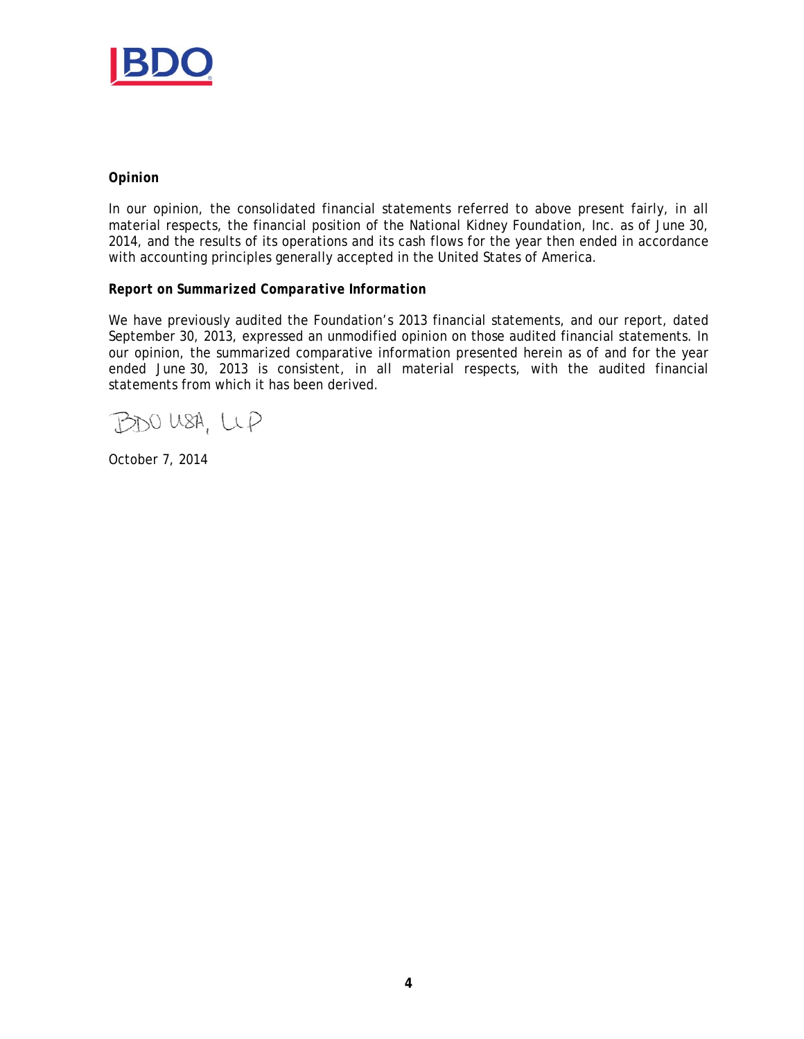**Opinion**

In our opinion, the consolidated financial statements referred to above present fairly, in all material respects, the financial position of the National Kidney Foundation, Inc. as of June 30, 2014, and the results of its operations and its cash flows for the year then ended in accordance with accounting principles generally accepted in the United States of America.

**Report on Summarized Comparative Information**

We have previously audited the Foundation's 2013 financial statements, and our report, dated September 30, 2013, expressed an unmodified opinion on those audited financial statements. In our opinion, the summarized comparative information presented herein as of and for the year ended June 30, 2013 is consistent, in all material respects, with the audited financial statements from which it has been derived.

BDO USA, LLP

October 7, 2014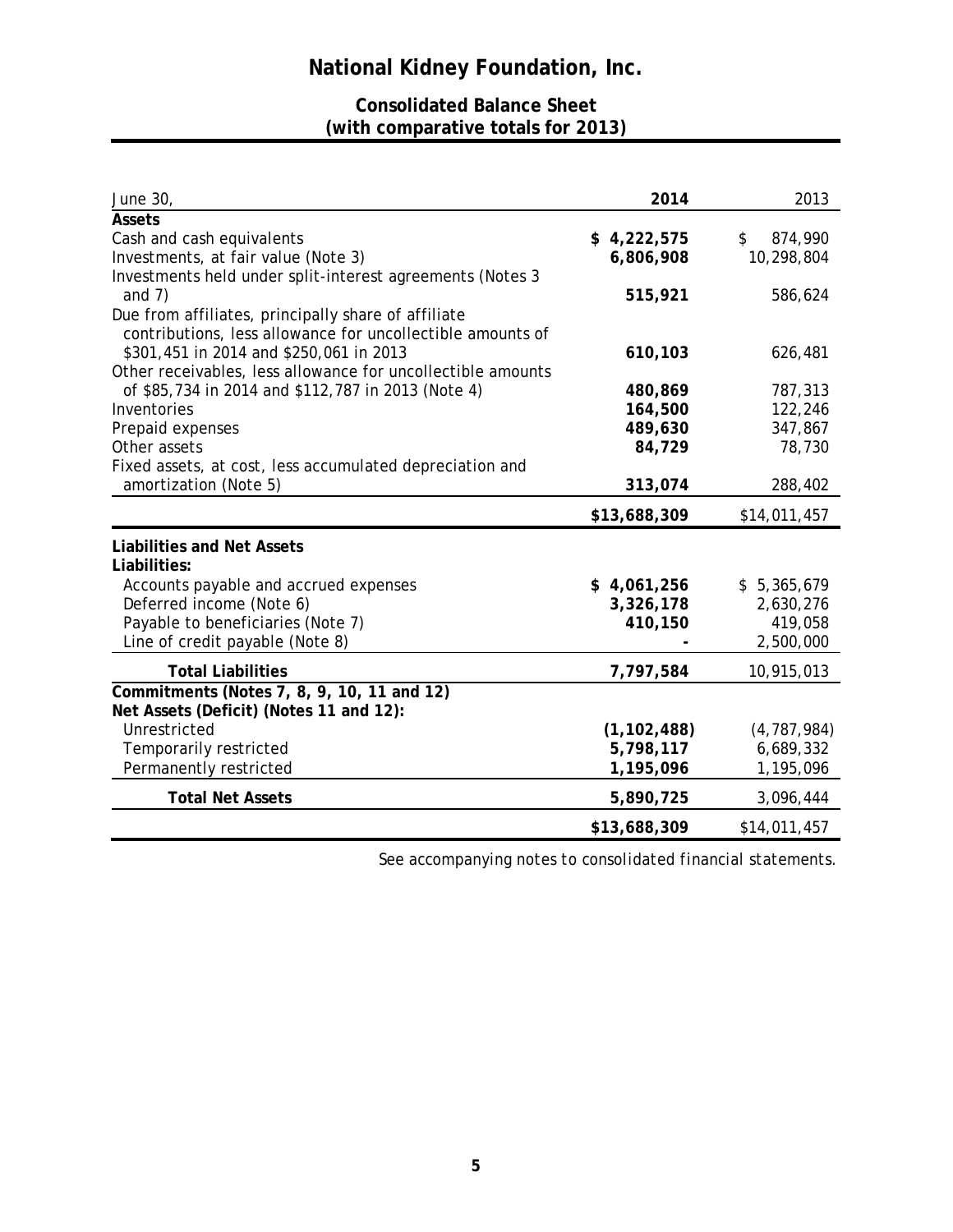# National Kidney Foundation, Inc.

## Consolidated Balance Sheet
## (with comparative totals for 2013)

| June 30, | **2014** | 2013 |
|---|---|---|
| **Assets** | | |
| Cash and cash equivalents | **$ 4,222,575** | $ 874,990 |
| Investments, at fair value (Note 3) | **6,806,908** | 10,298,804 |
| Investments held under split-interest agreements (Notes 3 and 7) | **515,921** | 586,624 |
| Due from affiliates, principally share of affiliate contributions, less allowance for uncollectible amounts of $301,451 in 2014 and $250,061 in 2013 | **610,103** | 626,481 |
| Other receivables, less allowance for uncollectible amounts of $85,734 in 2014 and $112,787 in 2013 (Note 4) | **480,869** | 787,313 |
| Inventories | **164,500** | 122,246 |
| Prepaid expenses | **489,630** | 347,867 |
| Other assets | **84,729** | 78,730 |
| Fixed assets, at cost, less accumulated depreciation and amortization (Note 5) | **313,074** | 288,402 |
| | **$13,688,309** | $14,011,457 |
| **Liabilities and Net Assets** | | |
| **Liabilities:** | | |
| Accounts payable and accrued expenses | **$ 4,061,256** | $ 5,365,679 |
| Deferred income (Note 6) | **3,326,178** | 2,630,276 |
| Payable to beneficiaries (Note 7) | **410,150** | 419,058 |
| Line of credit payable (Note 8) | **-** | 2,500,000 |
| **Total Liabilities** | **7,797,584** | 10,915,013 |
| **Commitments (Notes 7, 8, 9, 10, 11 and 12)** | | |
| **Net Assets (Deficit) (Notes 11 and 12):** | | |
| Unrestricted | **(1,102,488)** | (4,787,984) |
| Temporarily restricted | **5,798,117** | 6,689,332 |
| Permanently restricted | **1,195,096** | 1,195,096 |
| **Total Net Assets** | **5,890,725** | 3,096,444 |
| | **$13,688,309** | $14,011,457 |

*See accompanying notes to consolidated financial statements.*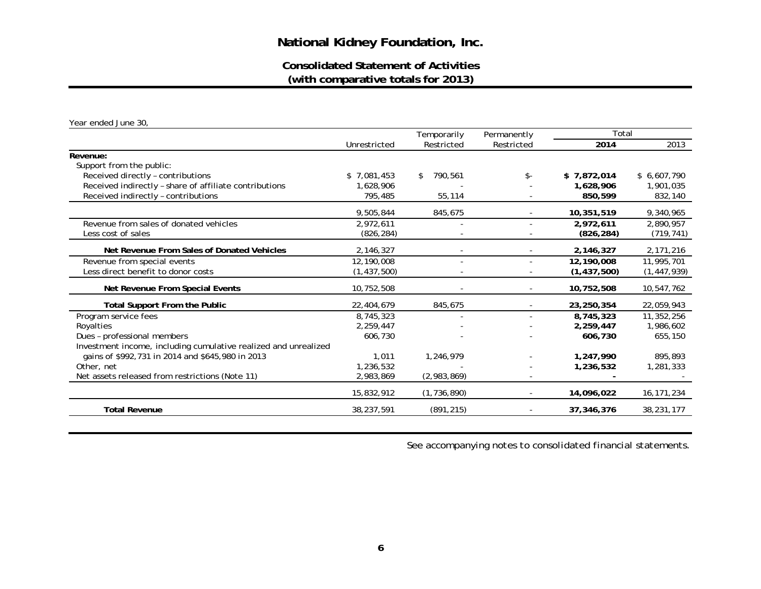# National Kidney Foundation, Inc.

## Consolidated Statement of Activities
## (with comparative totals for 2013)

Year ended June 30,

| | Unrestricted | Temporarily Restricted | Permanently Restricted | Total 2014 | Total 2013 |
|---|---|---|---|---|---|
| **Revenue:** | | | | | |
| Support from the public: | | | | | |
| Received directly – contributions | $ 7,081,453 | $ 790,561 | $- | **$ 7,872,014** | $ 6,607,790 |
| Received indirectly – share of affiliate contributions | 1,628,906 | - | - | **1,628,906** | 1,901,035 |
| Received indirectly – contributions | 795,485 | 55,114 | - | **850,599** | 832,140 |
| | 9,505,844 | 845,675 | - | **10,351,519** | 9,340,965 |
| Revenue from sales of donated vehicles | 2,972,611 | - | - | **2,972,611** | 2,890,957 |
| Less cost of sales | (826,284) | - | - | **(826,284)** | (719,741) |
| **Net Revenue From Sales of Donated Vehicles** | 2,146,327 | - | - | **2,146,327** | 2,171,216 |
| Revenue from special events | 12,190,008 | - | - | **12,190,008** | 11,995,701 |
| Less direct benefit to donor costs | (1,437,500) | - | - | **(1,437,500)** | (1,447,939) |
| **Net Revenue From Special Events** | 10,752,508 | - | - | **10,752,508** | 10,547,762 |
| **Total Support From the Public** | 22,404,679 | 845,675 | - | **23,250,354** | 22,059,943 |
| Program service fees | 8,745,323 | - | - | **8,745,323** | 11,352,256 |
| Royalties | 2,259,447 | - | - | **2,259,447** | 1,986,602 |
| Dues – professional members | 606,730 | - | - | **606,730** | 655,150 |
| Investment income, including cumulative realized and unrealized gains of $992,731 in 2014 and $645,980 in 2013 | 1,011 | 1,246,979 | - | **1,247,990** | 895,893 |
| Other, net | 1,236,532 | - | - | **1,236,532** | 1,281,333 |
| Net assets released from restrictions (Note 11) | 2,983,869 | (2,983,869) | - | **-** | - |
| | 15,832,912 | (1,736,890) | - | **14,096,022** | 16,171,234 |
| **Total Revenue** | 38,237,591 | (891,215) | - | **37,346,376** | 38,231,177 |

See accompanying notes to consolidated financial statements.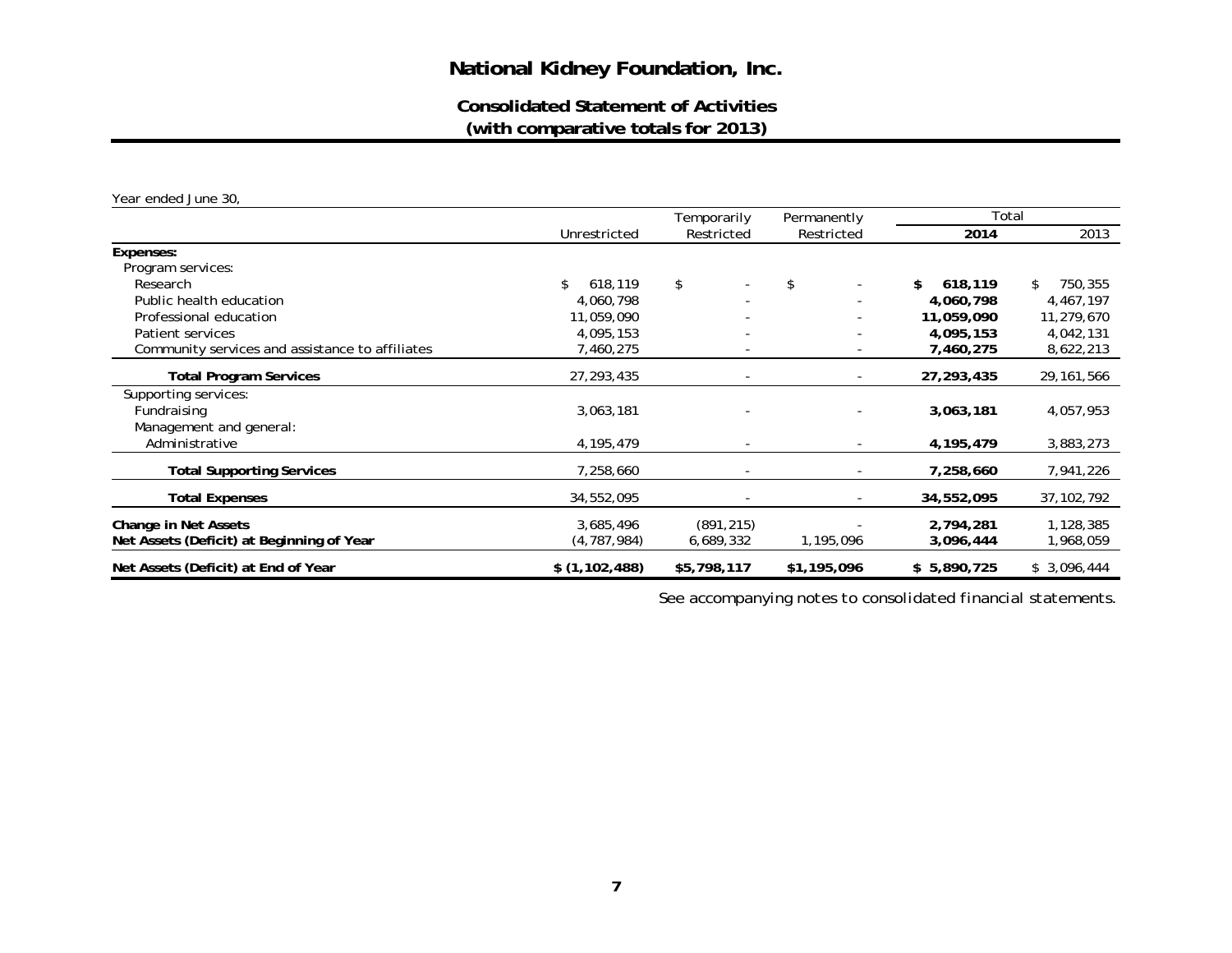# National Kidney Foundation, Inc.

## Consolidated Statement of Activities
## (with comparative totals for 2013)

Year ended June 30,

| | Unrestricted | Temporarily Restricted | Permanently Restricted | Total 2014 | Total 2013 |
|---|---|---|---|---|---|
| **Expenses:** | | | | | |
| Program services: | | | | | |
| Research | $ 618,119 | $ - | $ - | **$ 618,119** | $ 750,355 |
| Public health education | 4,060,798 | - | - | **4,060,798** | 4,467,197 |
| Professional education | 11,059,090 | - | - | **11,059,090** | 11,279,670 |
| Patient services | 4,095,153 | - | - | **4,095,153** | 4,042,131 |
| Community services and assistance to affiliates | 7,460,275 | - | - | **7,460,275** | 8,622,213 |
| **Total Program Services** | 27,293,435 | - | - | **27,293,435** | 29,161,566 |
| Supporting services: | | | | | |
| Fundraising | 3,063,181 | - | - | **3,063,181** | 4,057,953 |
| Management and general: | | | | | |
| Administrative | 4,195,479 | - | - | **4,195,479** | 3,883,273 |
| **Total Supporting Services** | 7,258,660 | - | - | **7,258,660** | 7,941,226 |
| **Total Expenses** | 34,552,095 | - | - | **34,552,095** | 37,102,792 |
| **Change in Net Assets** | 3,685,496 | (891,215) | - | **2,794,281** | 1,128,385 |
| **Net Assets (Deficit) at Beginning of Year** | (4,787,984) | 6,689,332 | 1,195,096 | **3,096,444** | 1,968,059 |
| **Net Assets (Deficit) at End of Year** | **$ (1,102,488)** | **$5,798,117** | **$1,195,096** | **$ 5,890,725** | $ 3,096,444 |

See accompanying notes to consolidated financial statements.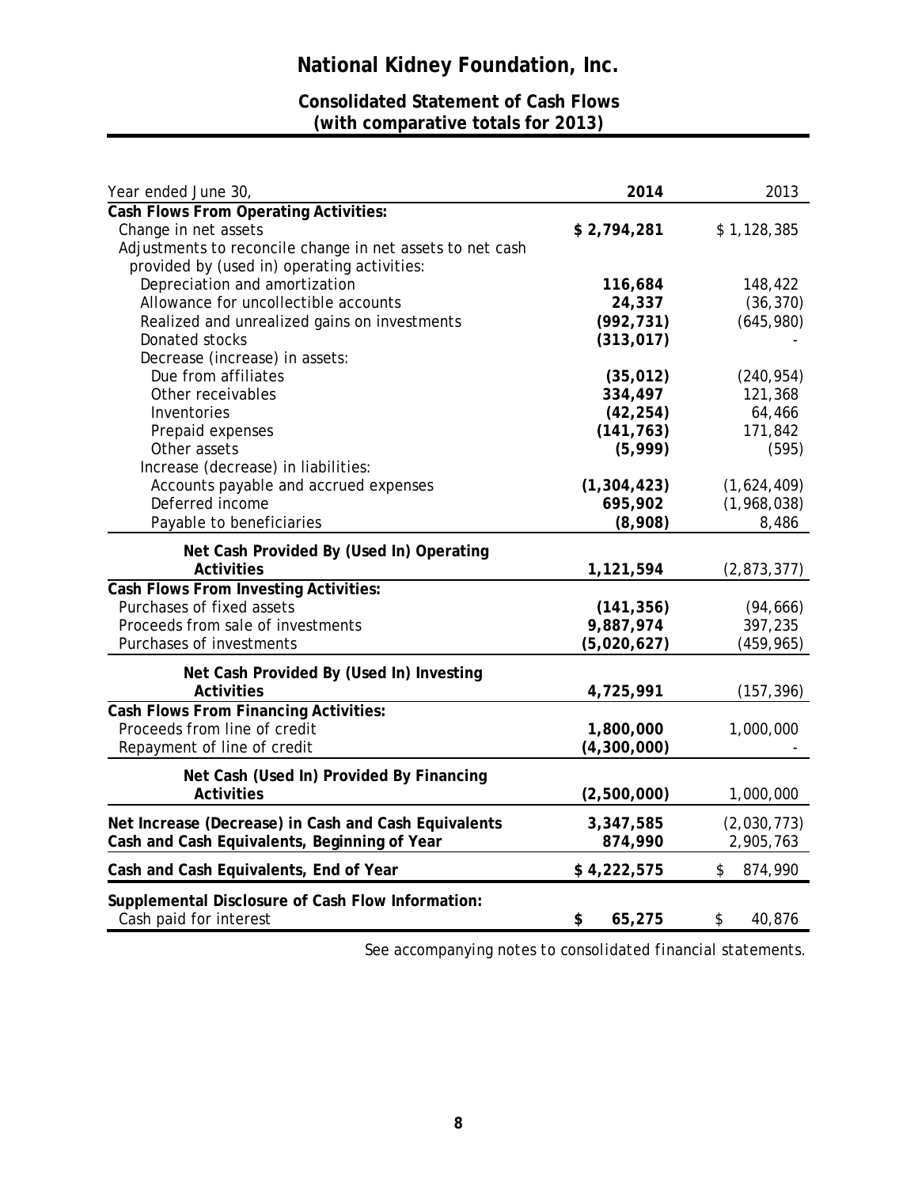# National Kidney Foundation, Inc.

## Consolidated Statement of Cash Flows
## (with comparative totals for 2013)

| Year ended June 30, | 2014 | 2013 |
|---|---|---|
| **Cash Flows From Operating Activities:** | | |
| Change in net assets | **$ 2,794,281** | $ 1,128,385 |
| Adjustments to reconcile change in net assets to net cash provided by (used in) operating activities: | | |
| Depreciation and amortization | **116,684** | 148,422 |
| Allowance for uncollectible accounts | **24,337** | (36,370) |
| Realized and unrealized gains on investments | **(992,731)** | (645,980) |
| Donated stocks | **(313,017)** | - |
| Decrease (increase) in assets: | | |
| Due from affiliates | **(35,012)** | (240,954) |
| Other receivables | **334,497** | 121,368 |
| Inventories | **(42,254)** | 64,466 |
| Prepaid expenses | **(141,763)** | 171,842 |
| Other assets | **(5,999)** | (595) |
| Increase (decrease) in liabilities: | | |
| Accounts payable and accrued expenses | **(1,304,423)** | (1,624,409) |
| Deferred income | **695,902** | (1,968,038) |
| Payable to beneficiaries | **(8,908)** | 8,486 |
| **Net Cash Provided By (Used In) Operating Activities** | **1,121,594** | (2,873,377) |
| **Cash Flows From Investing Activities:** | | |
| Purchases of fixed assets | **(141,356)** | (94,666) |
| Proceeds from sale of investments | **9,887,974** | 397,235 |
| Purchases of investments | **(5,020,627)** | (459,965) |
| **Net Cash Provided By (Used In) Investing Activities** | **4,725,991** | (157,396) |
| **Cash Flows From Financing Activities:** | | |
| Proceeds from line of credit | **1,800,000** | 1,000,000 |
| Repayment of line of credit | **(4,300,000)** | - |
| **Net Cash (Used In) Provided By Financing Activities** | **(2,500,000)** | 1,000,000 |
| **Net Increase (Decrease) in Cash and Cash Equivalents** | **3,347,585** | (2,030,773) |
| **Cash and Cash Equivalents, Beginning of Year** | **874,990** | 2,905,763 |
| **Cash and Cash Equivalents, End of Year** | **$ 4,222,575** | $ 874,990 |
| **Supplemental Disclosure of Cash Flow Information:** | | |
| Cash paid for interest | **$ 65,275** | $ 40,876 |

*See accompanying notes to consolidated financial statements.*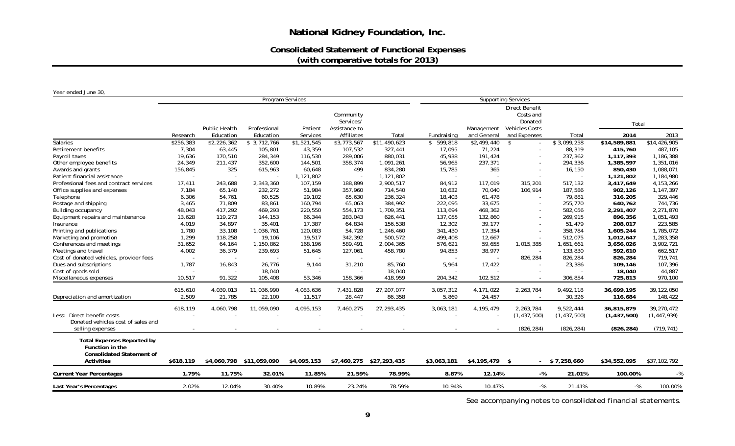# National Kidney Foundation, Inc.

## Consolidated Statement of Functional Expenses
### (with comparative totals for 2013)

Year ended June 30,

| | Program Services | | | | | | Supporting Services | | | | Total | |
|---|---|---|---|---|---|---|---|---|---|---|---|---|
| | Research | Public Health Education | Professional Education | Patient Services | Community Services/ Assistance to Affiliates | Total | Fundraising | Management and General | Direct Benefit Costs and Donated Vehicles Costs and Expenses | Total | **2014** | 2013 |
| Salaries | $256,383 | $2,226,362 | $ 3,712,766 | $1,521,545 | $3,773,567 | $11,490,623 | $ 599,818 | $2,499,440 | $ - | $ 3,099,258 | **$14,589,881** | $14,426,905 |
| Retirement benefits | 7,304 | 63,445 | 105,801 | 43,359 | 107,532 | 327,441 | 17,095 | 71,224 | - | 88,319 | **415,760** | 487,105 |
| Payroll taxes | 19,636 | 170,510 | 284,349 | 116,530 | 289,006 | 880,031 | 45,938 | 191,424 | - | 237,362 | **1,117,393** | 1,186,388 |
| Other employee benefits | 24,349 | 211,437 | 352,600 | 144,501 | 358,374 | 1,091,261 | 56,965 | 237,371 | - | 294,336 | **1,385,597** | 1,351,016 |
| Awards and grants | 156,845 | 325 | 615,963 | 60,648 | 499 | 834,280 | 15,785 | 365 | - | 16,150 | **850,430** | 1,088,071 |
| Patient financial assistance | - | - | - | 1,121,802 | - | 1,121,802 | - | - | - | - | **1,121,802** | 1,184,980 |
| Professional fees and contract services | 17,411 | 243,688 | 2,343,360 | 107,159 | 188,899 | 2,900,517 | 84,912 | 117,019 | 315,201 | 517,132 | **3,417,649** | 4,153,266 |
| Office supplies and expenses | 7,184 | 65,140 | 232,272 | 51,984 | 357,960 | 714,540 | 10,632 | 70,040 | 106,914 | 187,586 | **902,126** | 1,147,397 |
| Telephone | 6,306 | 54,761 | 60,525 | 29,102 | 85,630 | 236,324 | 18,403 | 61,478 | - | 79,881 | **316,205** | 329,446 |
| Postage and shipping | 3,465 | 71,809 | 83,861 | 160,794 | 65,063 | 384,992 | 222,095 | 33,675 | - | 255,770 | **640,762** | 744,736 |
| Building occupancy | 48,043 | 417,292 | 469,293 | 220,550 | 554,173 | 1,709,351 | 113,694 | 468,362 | - | 582,056 | **2,291,407** | 2,271,870 |
| Equipment repairs and maintenance | 13,628 | 119,273 | 144,153 | 66,344 | 283,043 | 626,441 | 137,055 | 132,860 | - | 269,915 | **896,356** | 1,051,493 |
| Insurance | 4,019 | 34,897 | 35,401 | 17,387 | 64,834 | 156,538 | 12,302 | 39,177 | - | 51,479 | **208,017** | 223,585 |
| Printing and publications | 1,780 | 33,108 | 1,036,761 | 120,083 | 54,728 | 1,246,460 | 341,430 | 17,354 | - | 358,784 | **1,605,244** | 1,785,072 |
| Marketing and promotion | 1,299 | 118,258 | 19,106 | 19,517 | 342,392 | 500,572 | 499,408 | 12,667 | - | 512,075 | **1,012,647** | 1,283,358 |
| Conferences and meetings | 31,652 | 64,164 | 1,150,862 | 168,196 | 589,491 | 2,004,365 | 576,621 | 59,655 | 1,015,385 | 1,651,661 | **3,656,026** | 3,902,721 |
| Meetings and travel | 4,002 | 36,379 | 239,693 | 51,645 | 127,061 | 458,780 | 94,853 | 38,977 | - | 133,830 | **592,610** | 662,517 |
| Cost of donated vehicles, provider fees | - | - | - | - | - | - | - | - | 826,284 | 826,284 | **826,284** | 719,741 |
| Dues and subscriptions | 1,787 | 16,843 | 26,776 | 9,144 | 31,210 | 85,760 | 5,964 | 17,422 | - | 23,386 | **109,146** | 107,396 |
| Cost of goods sold | - | - | 18,040 | - | - | 18,040 | - | - | - | - | **18,040** | 44,887 |
| Miscellaneous expenses | 10,517 | 91,322 | 105,408 | 53,366 | 158,366 | 418,959 | 204,342 | 102,512 | - | 306,854 | **725,813** | 970,100 |
| | 615,610 | 4,039,013 | 11,036,990 | 4,083,636 | 7,431,828 | 27,207,077 | 3,057,312 | 4,171,022 | 2,263,784 | 9,492,118 | **36,699,195** | 39,122,050 |
| Depreciation and amortization | 2,509 | 21,785 | 22,100 | 11,517 | 28,447 | 86,358 | 5,869 | 24,457 | - | 30,326 | **116,684** | 148,422 |
| | 618,119 | 4,060,798 | 11,059,090 | 4,095,153 | 7,460,275 | 27,293,435 | 3,063,181 | 4,195,479 | 2,263,784 | 9,522,444 | **36,815,879** | 39,270,472 |
| Less: Direct benefit costs | - | - | - | - | - | - | - | - | (1,437,500) | (1,437,500) | **(1,437,500)** | (1,447,939) |
| Donated vehicles cost of sales and selling expenses | - | - | - | - | - | - | - | - | (826,284) | (826,284) | **(826,284)** | (719,741) |
| **Total Expenses Reported by Function in the Consolidated Statement of Activities** | **$618,119** | **$4,060,798** | **$11,059,090** | **$4,095,153** | **$7,460,275** | **$27,293,435** | **$3,063,181** | **$4,195,479** | **$ -** | **$ 7,258,660** | **$34,552,095** | $37,102,792 |
| **Current Year Percentages** | **1.79%** | **11.75%** | **32.01%** | **11.85%** | **21.59%** | **78.99%** | **8.87%** | **12.14%** | **-%** | **21.01%** | **100.00%** | -% |
| **Last Year's Percentages** | 2.02% | 12.04% | 30.40% | 10.89% | 23.24% | 78.59% | 10.94% | 10.47% | -% | 21.41% | -% | 100.00% |

See accompanying notes to consolidated financial statements.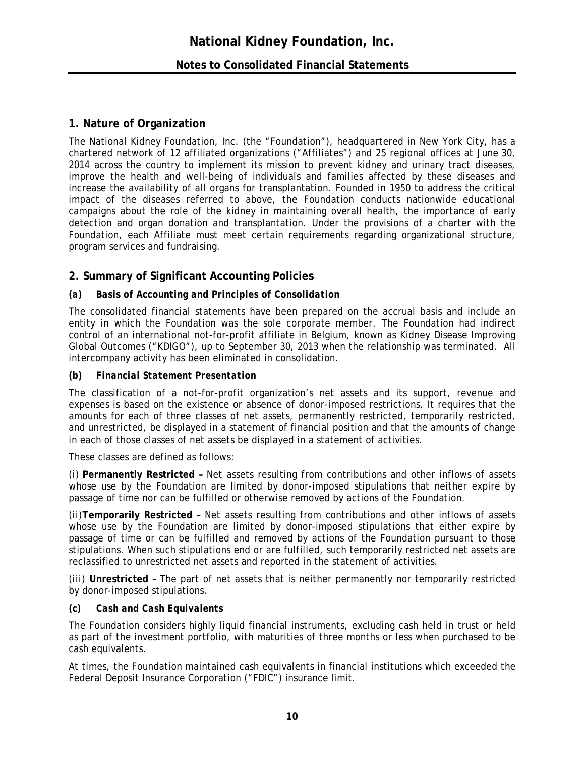## 1. Nature of Organization

The National Kidney Foundation, Inc. (the "Foundation"), headquartered in New York City, has a chartered network of 12 affiliated organizations ("Affiliates") and 25 regional offices at June 30, 2014 across the country to implement its mission to prevent kidney and urinary tract diseases, improve the health and well-being of individuals and families affected by these diseases and increase the availability of all organs for transplantation. Founded in 1950 to address the critical impact of the diseases referred to above, the Foundation conducts nationwide educational campaigns about the role of the kidney in maintaining overall health, the importance of early detection and organ donation and transplantation. Under the provisions of a charter with the Foundation, each Affiliate must meet certain requirements regarding organizational structure, program services and fundraising.

## 2. Summary of Significant Accounting Policies

### *(a) Basis of Accounting and Principles of Consolidation*

The consolidated financial statements have been prepared on the accrual basis and include an entity in which the Foundation was the sole corporate member. The Foundation had indirect control of an international not-for-profit affiliate in Belgium, known as Kidney Disease Improving Global Outcomes ("KDIGO"), up to September 30, 2013 when the relationship was terminated. All intercompany activity has been eliminated in consolidation.

### *(b) Financial Statement Presentation*

The classification of a not-for-profit organization's net assets and its support, revenue and expenses is based on the existence or absence of donor-imposed restrictions. It requires that the amounts for each of three classes of net assets, permanently restricted, temporarily restricted, and unrestricted, be displayed in a statement of financial position and that the amounts of change in each of those classes of net assets be displayed in a statement of activities.

These classes are defined as follows:

(i) **Permanently Restricted –** Net assets resulting from contributions and other inflows of assets whose use by the Foundation are limited by donor-imposed stipulations that neither expire by passage of time nor can be fulfilled or otherwise removed by actions of the Foundation.

(ii)**Temporarily Restricted –** Net assets resulting from contributions and other inflows of assets whose use by the Foundation are limited by donor-imposed stipulations that either expire by passage of time or can be fulfilled and removed by actions of the Foundation pursuant to those stipulations. When such stipulations end or are fulfilled, such temporarily restricted net assets are reclassified to unrestricted net assets and reported in the statement of activities.

(iii) **Unrestricted –** The part of net assets that is neither permanently nor temporarily restricted by donor-imposed stipulations.

### *(c) Cash and Cash Equivalents*

The Foundation considers highly liquid financial instruments, excluding cash held in trust or held as part of the investment portfolio, with maturities of three months or less when purchased to be cash equivalents.

At times, the Foundation maintained cash equivalents in financial institutions which exceeded the Federal Deposit Insurance Corporation ("FDIC") insurance limit.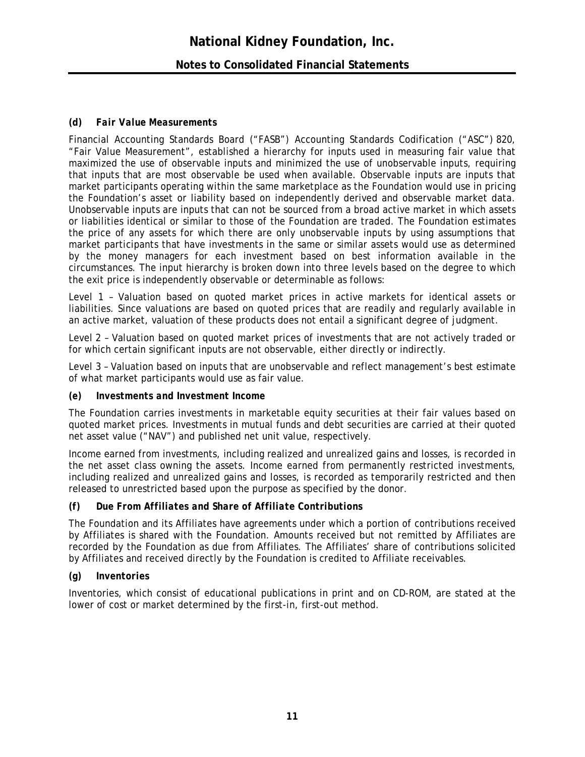### (d) *Fair Value Measurements*

Financial Accounting Standards Board ("FASB") Accounting Standards Codification ("ASC") 820, "Fair Value Measurement", established a hierarchy for inputs used in measuring fair value that maximized the use of observable inputs and minimized the use of unobservable inputs, requiring that inputs that are most observable be used when available. Observable inputs are inputs that market participants operating within the same marketplace as the Foundation would use in pricing the Foundation's asset or liability based on independently derived and observable market data. Unobservable inputs are inputs that can not be sourced from a broad active market in which assets or liabilities identical or similar to those of the Foundation are traded. The Foundation estimates the price of any assets for which there are only unobservable inputs by using assumptions that market participants that have investments in the same or similar assets would use as determined by the money managers for each investment based on best information available in the circumstances. The input hierarchy is broken down into three levels based on the degree to which the exit price is independently observable or determinable as follows:

Level 1 – Valuation based on quoted market prices in active markets for identical assets or liabilities. Since valuations are based on quoted prices that are readily and regularly available in an active market, valuation of these products does not entail a significant degree of judgment.

Level 2 – Valuation based on quoted market prices of investments that are not actively traded or for which certain significant inputs are not observable, either directly or indirectly.

Level 3 – Valuation based on inputs that are unobservable and reflect management's best estimate of what market participants would use as fair value.

### (e) *Investments and Investment Income*

The Foundation carries investments in marketable equity securities at their fair values based on quoted market prices. Investments in mutual funds and debt securities are carried at their quoted net asset value ("NAV") and published net unit value, respectively.

Income earned from investments, including realized and unrealized gains and losses, is recorded in the net asset class owning the assets. Income earned from permanently restricted investments, including realized and unrealized gains and losses, is recorded as temporarily restricted and then released to unrestricted based upon the purpose as specified by the donor.

### (f) *Due From Affiliates and Share of Affiliate Contributions*

The Foundation and its Affiliates have agreements under which a portion of contributions received by Affiliates is shared with the Foundation. Amounts received but not remitted by Affiliates are recorded by the Foundation as due from Affiliates. The Affiliates' share of contributions solicited by Affiliates and received directly by the Foundation is credited to Affiliate receivables.

### (g) *Inventories*

Inventories, which consist of educational publications in print and on CD-ROM, are stated at the lower of cost or market determined by the first-in, first-out method.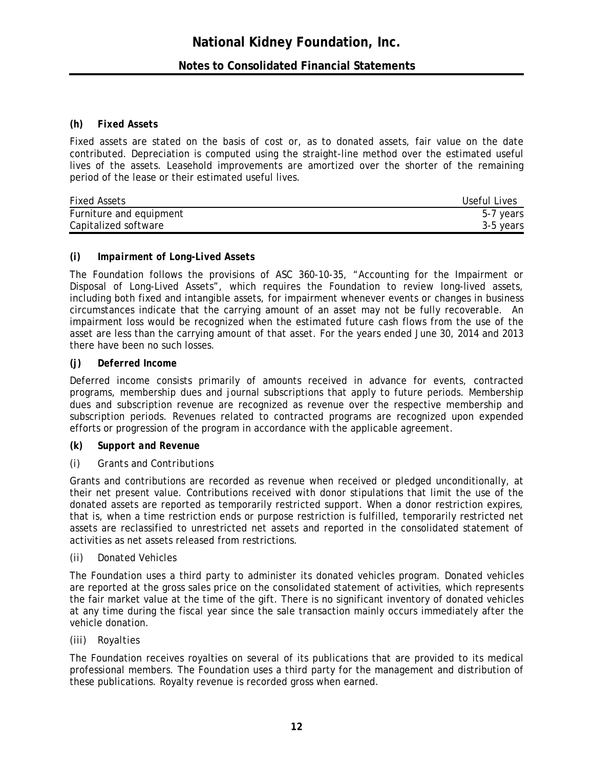#### (h) *Fixed Assets*

Fixed assets are stated on the basis of cost or, as to donated assets, fair value on the date contributed. Depreciation is computed using the straight-line method over the estimated useful lives of the assets. Leasehold improvements are amortized over the shorter of the remaining period of the lease or their estimated useful lives.

| Fixed Assets | Useful Lives |
|---|---|
| Furniture and equipment | 5-7 years |
| Capitalized software | 3-5 years |

#### (i) *Impairment of Long-Lived Assets*

The Foundation follows the provisions of ASC 360-10-35, "Accounting for the Impairment or Disposal of Long-Lived Assets", which requires the Foundation to review long-lived assets, including both fixed and intangible assets, for impairment whenever events or changes in business circumstances indicate that the carrying amount of an asset may not be fully recoverable. An impairment loss would be recognized when the estimated future cash flows from the use of the asset are less than the carrying amount of that asset. For the years ended June 30, 2014 and 2013 there have been no such losses.

#### (j) *Deferred Income*

Deferred income consists primarily of amounts received in advance for events, contracted programs, membership dues and journal subscriptions that apply to future periods. Membership dues and subscription revenue are recognized as revenue over the respective membership and subscription periods. Revenues related to contracted programs are recognized upon expended efforts or progression of the program in accordance with the applicable agreement.

#### (k) *Support and Revenue*

*(i) Grants and Contributions*

Grants and contributions are recorded as revenue when received or pledged unconditionally, at their net present value. Contributions received with donor stipulations that limit the use of the donated assets are reported as temporarily restricted support. When a donor restriction expires, that is, when a time restriction ends or purpose restriction is fulfilled, temporarily restricted net assets are reclassified to unrestricted net assets and reported in the consolidated statement of activities as net assets released from restrictions.

*(ii) Donated Vehicles*

The Foundation uses a third party to administer its donated vehicles program. Donated vehicles are reported at the gross sales price on the consolidated statement of activities, which represents the fair market value at the time of the gift. There is no significant inventory of donated vehicles at any time during the fiscal year since the sale transaction mainly occurs immediately after the vehicle donation.

*(iii) Royalties*

The Foundation receives royalties on several of its publications that are provided to its medical professional members. The Foundation uses a third party for the management and distribution of these publications. Royalty revenue is recorded gross when earned.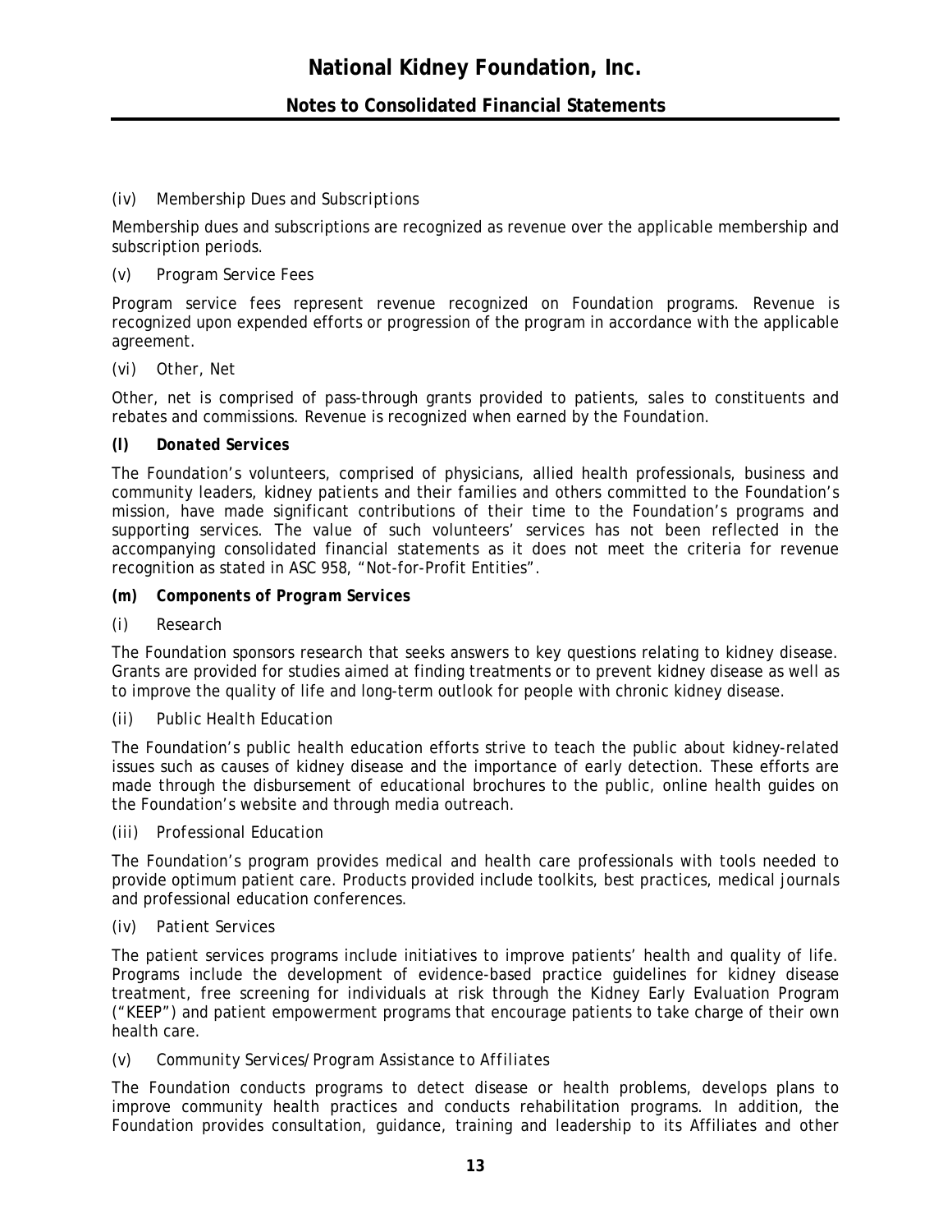(iv) *Membership Dues and Subscriptions*

Membership dues and subscriptions are recognized as revenue over the applicable membership and subscription periods.

(v) *Program Service Fees*

Program service fees represent revenue recognized on Foundation programs. Revenue is recognized upon expended efforts or progression of the program in accordance with the applicable agreement.

(vi) *Other, Net*

Other, net is comprised of pass-through grants provided to patients, sales to constituents and rebates and commissions. Revenue is recognized when earned by the Foundation.

**(l) *Donated Services***

The Foundation's volunteers, comprised of physicians, allied health professionals, business and community leaders, kidney patients and their families and others committed to the Foundation's mission, have made significant contributions of their time to the Foundation's programs and supporting services. The value of such volunteers' services has not been reflected in the accompanying consolidated financial statements as it does not meet the criteria for revenue recognition as stated in ASC 958, "Not-for-Profit Entities".

**(m) *Components of Program Services***

(i) *Research*

The Foundation sponsors research that seeks answers to key questions relating to kidney disease. Grants are provided for studies aimed at finding treatments or to prevent kidney disease as well as to improve the quality of life and long-term outlook for people with chronic kidney disease.

(ii) *Public Health Education*

The Foundation's public health education efforts strive to teach the public about kidney-related issues such as causes of kidney disease and the importance of early detection. These efforts are made through the disbursement of educational brochures to the public, online health guides on the Foundation's website and through media outreach.

(iii) *Professional Education*

The Foundation's program provides medical and health care professionals with tools needed to provide optimum patient care. Products provided include toolkits, best practices, medical journals and professional education conferences.

(iv) *Patient Services*

The patient services programs include initiatives to improve patients' health and quality of life. Programs include the development of evidence-based practice guidelines for kidney disease treatment, free screening for individuals at risk through the Kidney Early Evaluation Program ("KEEP") and patient empowerment programs that encourage patients to take charge of their own health care.

(v) *Community Services/Program Assistance to Affiliates*

The Foundation conducts programs to detect disease or health problems, develops plans to improve community health practices and conducts rehabilitation programs. In addition, the Foundation provides consultation, guidance, training and leadership to its Affiliates and other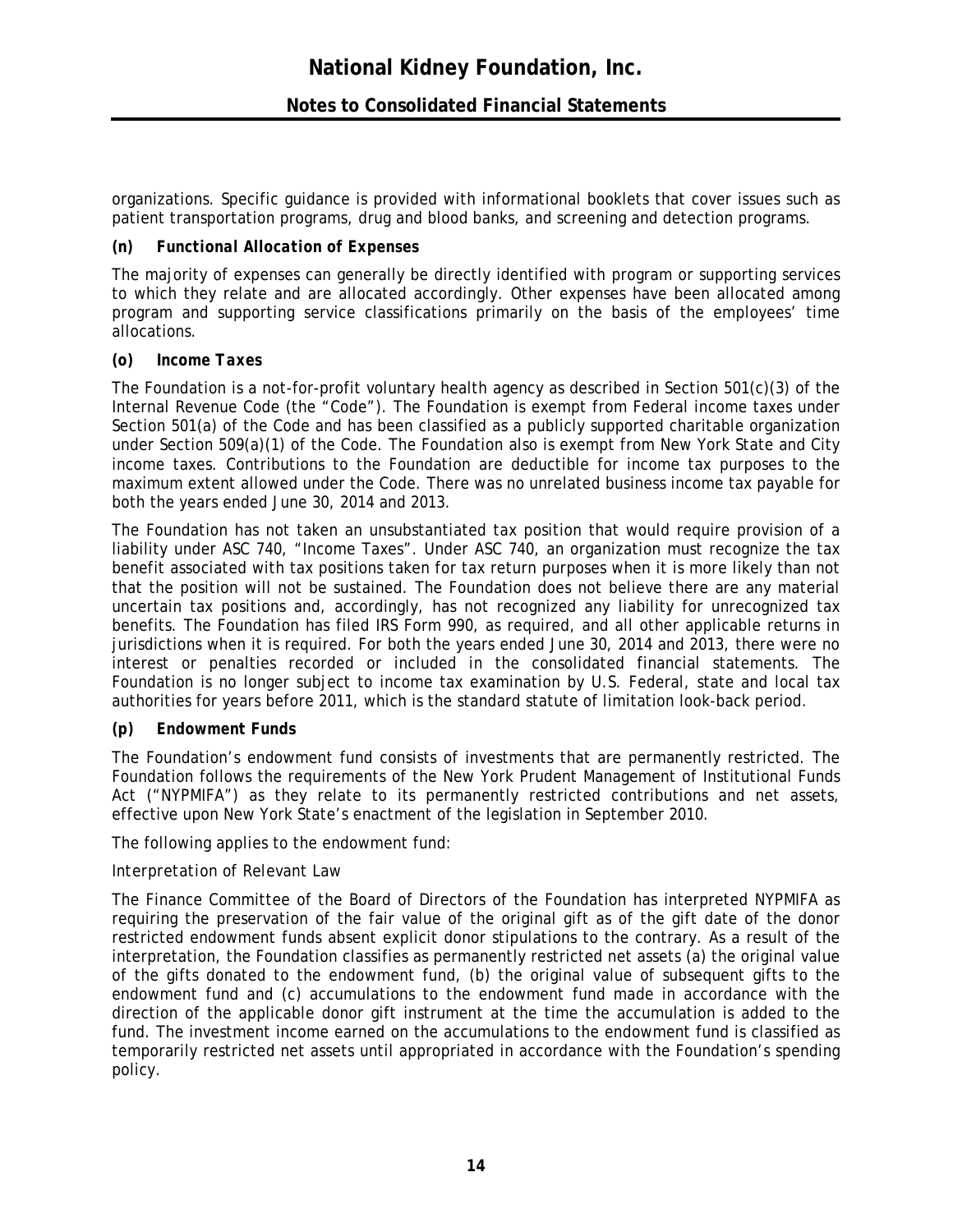organizations. Specific guidance is provided with informational booklets that cover issues such as patient transportation programs, drug and blood banks, and screening and detection programs.

***(n) Functional Allocation of Expenses***

The majority of expenses can generally be directly identified with program or supporting services to which they relate and are allocated accordingly. Other expenses have been allocated among program and supporting service classifications primarily on the basis of the employees' time allocations.

***(o) Income Taxes***

The Foundation is a not-for-profit voluntary health agency as described in Section 501(c)(3) of the Internal Revenue Code (the "Code"). The Foundation is exempt from Federal income taxes under Section 501(a) of the Code and has been classified as a publicly supported charitable organization under Section 509(a)(1) of the Code. The Foundation also is exempt from New York State and City income taxes. Contributions to the Foundation are deductible for income tax purposes to the maximum extent allowed under the Code. There was no unrelated business income tax payable for both the years ended June 30, 2014 and 2013.

The Foundation has not taken an unsubstantiated tax position that would require provision of a liability under ASC 740, "Income Taxes". Under ASC 740, an organization must recognize the tax benefit associated with tax positions taken for tax return purposes when it is more likely than not that the position will not be sustained. The Foundation does not believe there are any material uncertain tax positions and, accordingly, has not recognized any liability for unrecognized tax benefits. The Foundation has filed IRS Form 990, as required, and all other applicable returns in jurisdictions when it is required. For both the years ended June 30, 2014 and 2013, there were no interest or penalties recorded or included in the consolidated financial statements. The Foundation is no longer subject to income tax examination by U.S. Federal, state and local tax authorities for years before 2011, which is the standard statute of limitation look-back period.

***(p) Endowment Funds***

The Foundation's endowment fund consists of investments that are permanently restricted. The Foundation follows the requirements of the New York Prudent Management of Institutional Funds Act ("NYPMIFA") as they relate to its permanently restricted contributions and net assets, effective upon New York State's enactment of the legislation in September 2010.

The following applies to the endowment fund:

*Interpretation of Relevant Law*

The Finance Committee of the Board of Directors of the Foundation has interpreted NYPMIFA as requiring the preservation of the fair value of the original gift as of the gift date of the donor restricted endowment funds absent explicit donor stipulations to the contrary. As a result of the interpretation, the Foundation classifies as permanently restricted net assets (a) the original value of the gifts donated to the endowment fund, (b) the original value of subsequent gifts to the endowment fund and (c) accumulations to the endowment fund made in accordance with the direction of the applicable donor gift instrument at the time the accumulation is added to the fund. The investment income earned on the accumulations to the endowment fund is classified as temporarily restricted net assets until appropriated in accordance with the Foundation's spending policy.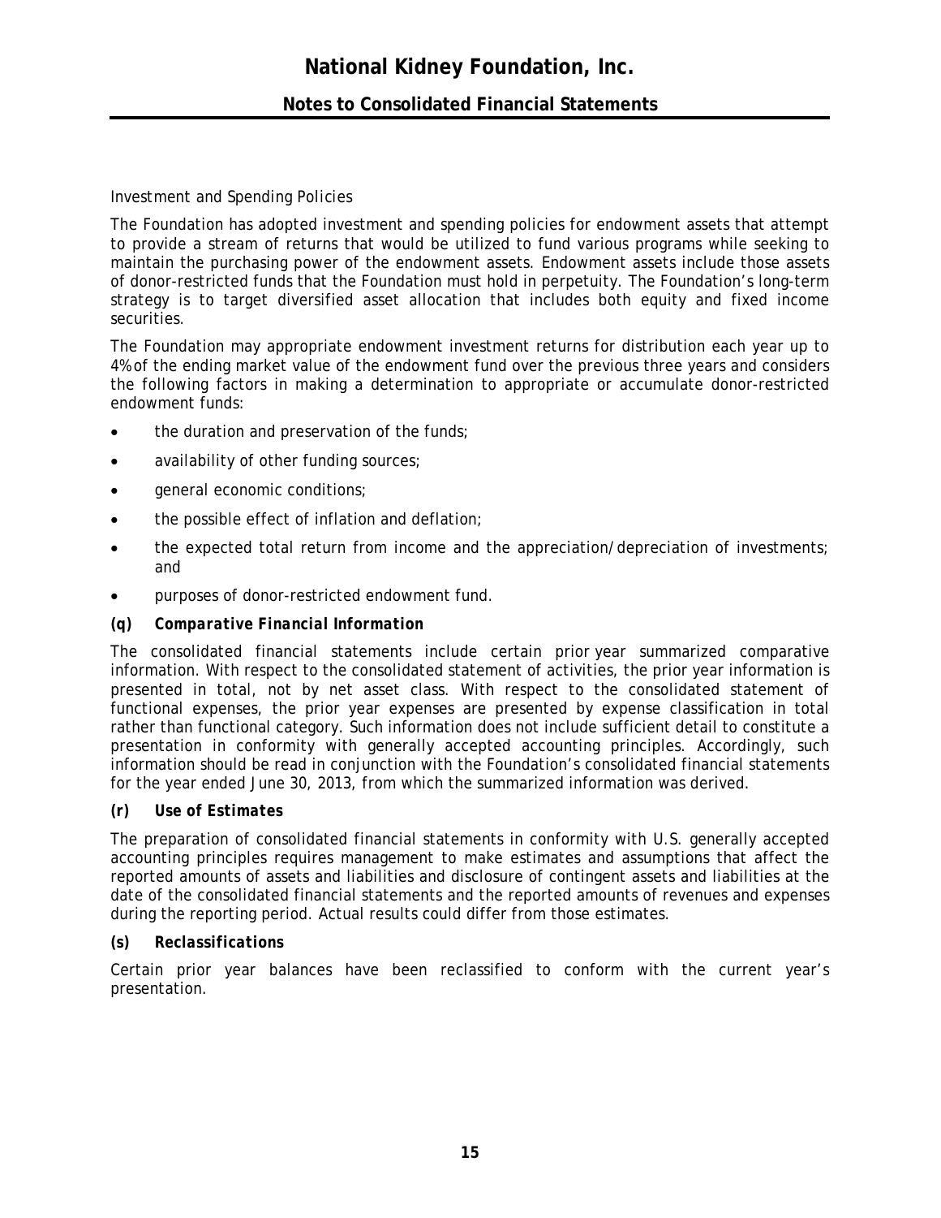*Investment and Spending Policies*

The Foundation has adopted investment and spending policies for endowment assets that attempt to provide a stream of returns that would be utilized to fund various programs while seeking to maintain the purchasing power of the endowment assets. Endowment assets include those assets of donor-restricted funds that the Foundation must hold in perpetuity. The Foundation's long-term strategy is to target diversified asset allocation that includes both equity and fixed income securities.

The Foundation may appropriate endowment investment returns for distribution each year up to 4% of the ending market value of the endowment fund over the previous three years and considers the following factors in making a determination to appropriate or accumulate donor-restricted endowment funds:

- the duration and preservation of the funds;
- availability of other funding sources;
- general economic conditions;
- the possible effect of inflation and deflation;
- the expected total return from income and the appreciation/depreciation of investments; and
- purposes of donor-restricted endowment fund.

***(q) Comparative Financial Information***

The consolidated financial statements include certain prior year summarized comparative information. With respect to the consolidated statement of activities, the prior year information is presented in total, not by net asset class. With respect to the consolidated statement of functional expenses, the prior year expenses are presented by expense classification in total rather than functional category. Such information does not include sufficient detail to constitute a presentation in conformity with generally accepted accounting principles. Accordingly, such information should be read in conjunction with the Foundation's consolidated financial statements for the year ended June 30, 2013, from which the summarized information was derived.

***(r) Use of Estimates***

The preparation of consolidated financial statements in conformity with U.S. generally accepted accounting principles requires management to make estimates and assumptions that affect the reported amounts of assets and liabilities and disclosure of contingent assets and liabilities at the date of the consolidated financial statements and the reported amounts of revenues and expenses during the reporting period. Actual results could differ from those estimates.

***(s) Reclassifications***

Certain prior year balances have been reclassified to conform with the current year's presentation.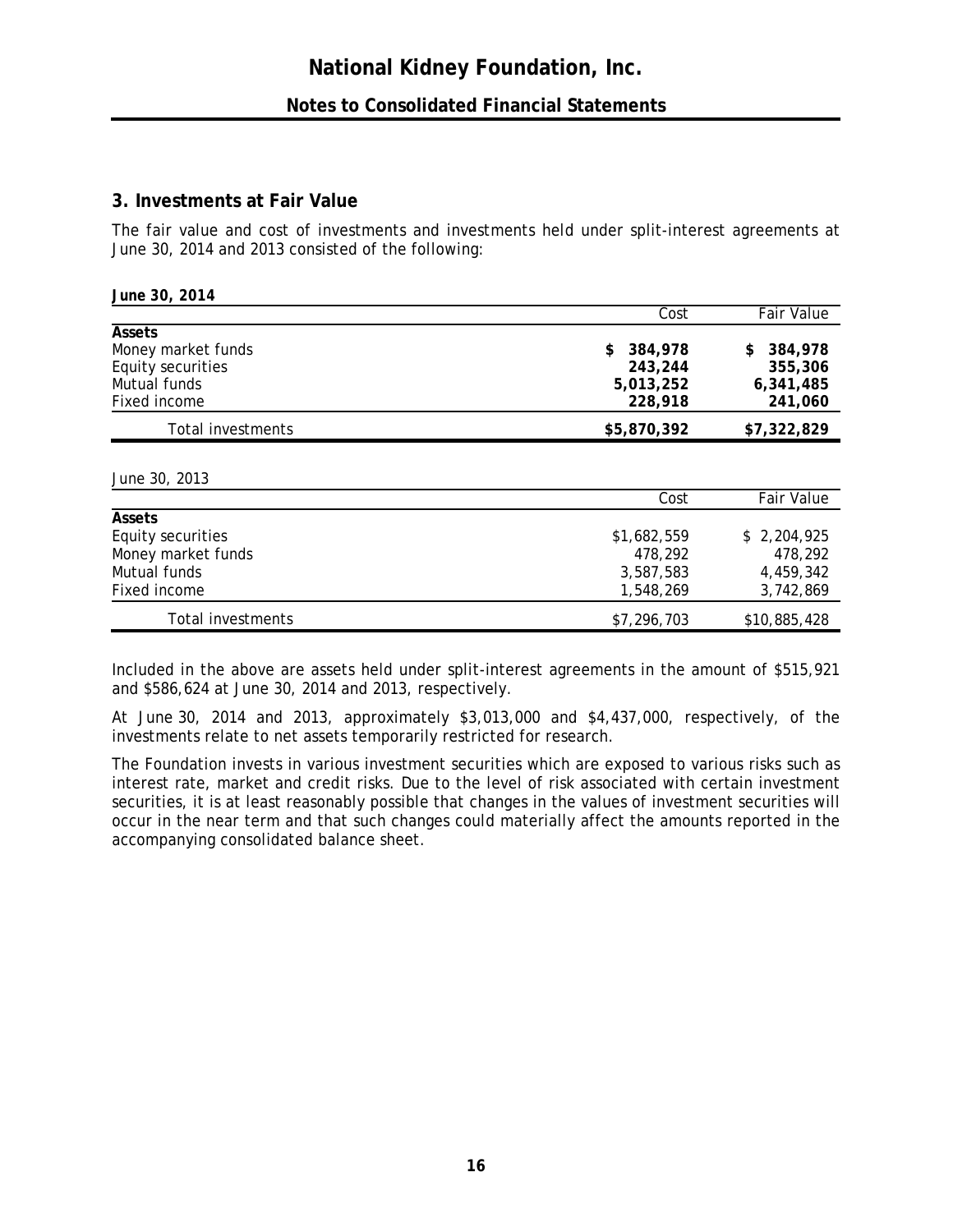## 3. Investments at Fair Value

The fair value and cost of investments and investments held under split-interest agreements at June 30, 2014 and 2013 consisted of the following:

**June 30, 2014**

| | Cost | Fair Value |
|---|---|---|
| **Assets** | | |
| Money market funds | **$ 384,978** | **$ 384,978** |
| Equity securities | **243,244** | **355,306** |
| Mutual funds | **5,013,252** | **6,341,485** |
| Fixed income | **228,918** | **241,060** |
| Total investments | **$5,870,392** | **$7,322,829** |

June 30, 2013

| | Cost | Fair Value |
|---|---|---|
| **Assets** | | |
| Equity securities | $1,682,559 | $ 2,204,925 |
| Money market funds | 478,292 | 478,292 |
| Mutual funds | 3,587,583 | 4,459,342 |
| Fixed income | 1,548,269 | 3,742,869 |
| Total investments | $7,296,703 | $10,885,428 |

Included in the above are assets held under split-interest agreements in the amount of $515,921 and $586,624 at June 30, 2014 and 2013, respectively.

At June 30, 2014 and 2013, approximately $3,013,000 and $4,437,000, respectively, of the investments relate to net assets temporarily restricted for research.

The Foundation invests in various investment securities which are exposed to various risks such as interest rate, market and credit risks. Due to the level of risk associated with certain investment securities, it is at least reasonably possible that changes in the values of investment securities will occur in the near term and that such changes could materially affect the amounts reported in the accompanying consolidated balance sheet.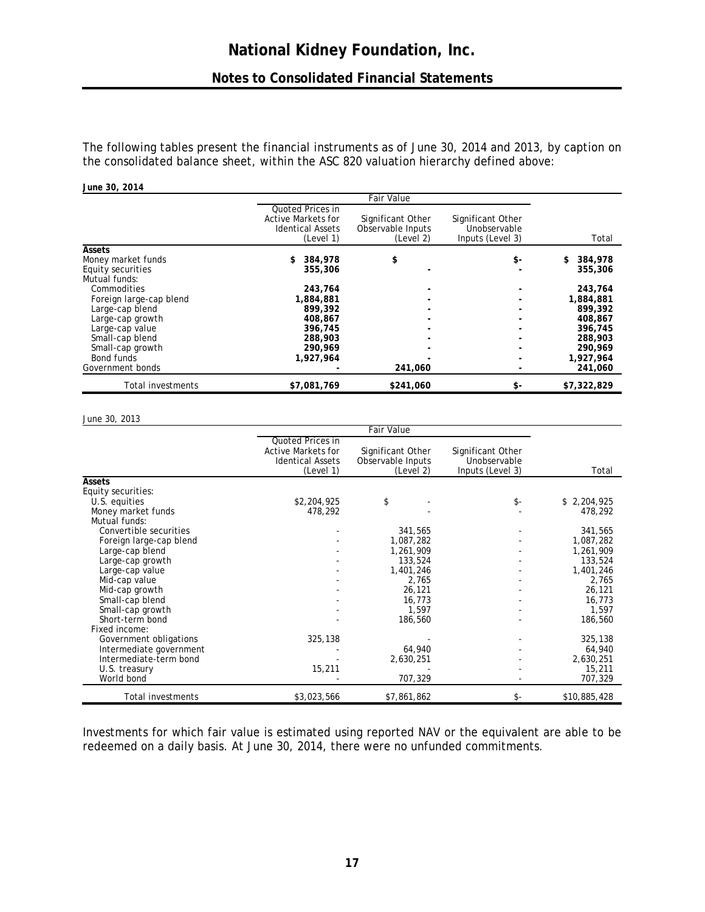The following tables present the financial instruments as of June 30, 2014 and 2013, by caption on the consolidated balance sheet, within the ASC 820 valuation hierarchy defined above:

**June 30, 2014**

| | Fair Value | | | |
|---|---|---|---|---|
| | Quoted Prices in Active Markets for Identical Assets (Level 1) | Significant Other Observable Inputs (Level 2) | Significant Other Unobservable Inputs (Level 3) | Total |
| **Assets** | | | | |
| Money market funds | **$ 384,978** | **$** | **$-** | **$ 384,978** |
| Equity securities | **355,306** | **-** | **-** | **355,306** |
| Mutual funds: | | | | |
| Commodities | **243,764** | **-** | **-** | **243,764** |
| Foreign large-cap blend | **1,884,881** | **-** | **-** | **1,884,881** |
| Large-cap blend | **899,392** | **-** | **-** | **899,392** |
| Large-cap growth | **408,867** | **-** | **-** | **408,867** |
| Large-cap value | **396,745** | **-** | **-** | **396,745** |
| Small-cap blend | **288,903** | **-** | **-** | **288,903** |
| Small-cap growth | **290,969** | **-** | **-** | **290,969** |
| Bond funds | **1,927,964** | **-** | **-** | **1,927,964** |
| Government bonds | **-** | **241,060** | **-** | **241,060** |
| Total investments | **$7,081,769** | **$241,060** | **$-** | **$7,322,829** |

June 30, 2013

| | Fair Value | | | |
|---|---|---|---|---|
| | Quoted Prices in Active Markets for Identical Assets (Level 1) | Significant Other Observable Inputs (Level 2) | Significant Other Unobservable Inputs (Level 3) | Total |
| **Assets** | | | | |
| Equity securities: | | | | |
| U.S. equities | $2,204,925 | $ - | $- | $ 2,204,925 |
| Money market funds | 478,292 | - | - | 478,292 |
| Mutual funds: | | | | |
| Convertible securities | - | 341,565 | - | 341,565 |
| Foreign large-cap blend | - | 1,087,282 | - | 1,087,282 |
| Large-cap blend | - | 1,261,909 | - | 1,261,909 |
| Large-cap growth | - | 133,524 | - | 133,524 |
| Large-cap value | - | 1,401,246 | - | 1,401,246 |
| Mid-cap value | - | 2,765 | - | 2,765 |
| Mid-cap growth | - | 26,121 | - | 26,121 |
| Small-cap blend | - | 16,773 | - | 16,773 |
| Small-cap growth | - | 1,597 | - | 1,597 |
| Short-term bond | - | 186,560 | - | 186,560 |
| Fixed income: | | | | |
| Government obligations | 325,138 | - | - | 325,138 |
| Intermediate government | - | 64,940 | - | 64,940 |
| Intermediate-term bond | - | 2,630,251 | - | 2,630,251 |
| U.S. treasury | 15,211 | - | - | 15,211 |
| World bond | - | 707,329 | - | 707,329 |
| Total investments | $3,023,566 | $7,861,862 | $- | $10,885,428 |

Investments for which fair value is estimated using reported NAV or the equivalent are able to be redeemed on a daily basis. At June 30, 2014, there were no unfunded commitments.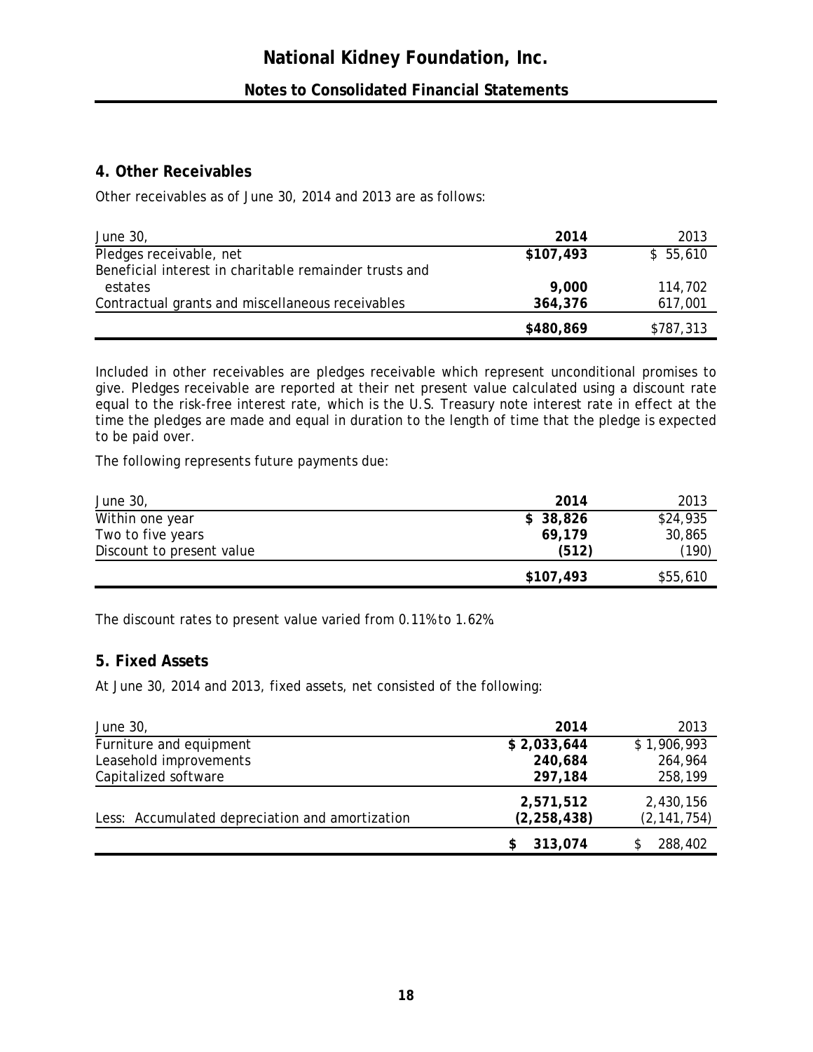## 4. Other Receivables

Other receivables as of June 30, 2014 and 2013 are as follows:

| June 30, | 2014 | 2013 |
|---|---|---|
| Pledges receivable, net | **$107,493** | $ 55,610 |
| Beneficial interest in charitable remainder trusts and estates | **9,000** | 114,702 |
| Contractual grants and miscellaneous receivables | **364,376** | 617,001 |
| | **$480,869** | $787,313 |

Included in other receivables are pledges receivable which represent unconditional promises to give. Pledges receivable are reported at their net present value calculated using a discount rate equal to the risk-free interest rate, which is the U.S. Treasury note interest rate in effect at the time the pledges are made and equal in duration to the length of time that the pledge is expected to be paid over.

The following represents future payments due:

| June 30, | 2014 | 2013 |
|---|---|---|
| Within one year | **$ 38,826** | $24,935 |
| Two to five years | **69,179** | 30,865 |
| Discount to present value | **(512)** | (190) |
| | **$107,493** | $55,610 |

The discount rates to present value varied from 0.11% to 1.62%.

## 5. Fixed Assets

At June 30, 2014 and 2013, fixed assets, net consisted of the following:

| June 30, | 2014 | 2013 |
|---|---|---|
| Furniture and equipment | **$ 2,033,644** | $ 1,906,993 |
| Leasehold improvements | **240,684** | 264,964 |
| Capitalized software | **297,184** | 258,199 |
| | **2,571,512** | 2,430,156 |
| Less: Accumulated depreciation and amortization | **(2,258,438)** | (2,141,754) |
| | **$ 313,074** | $ 288,402 |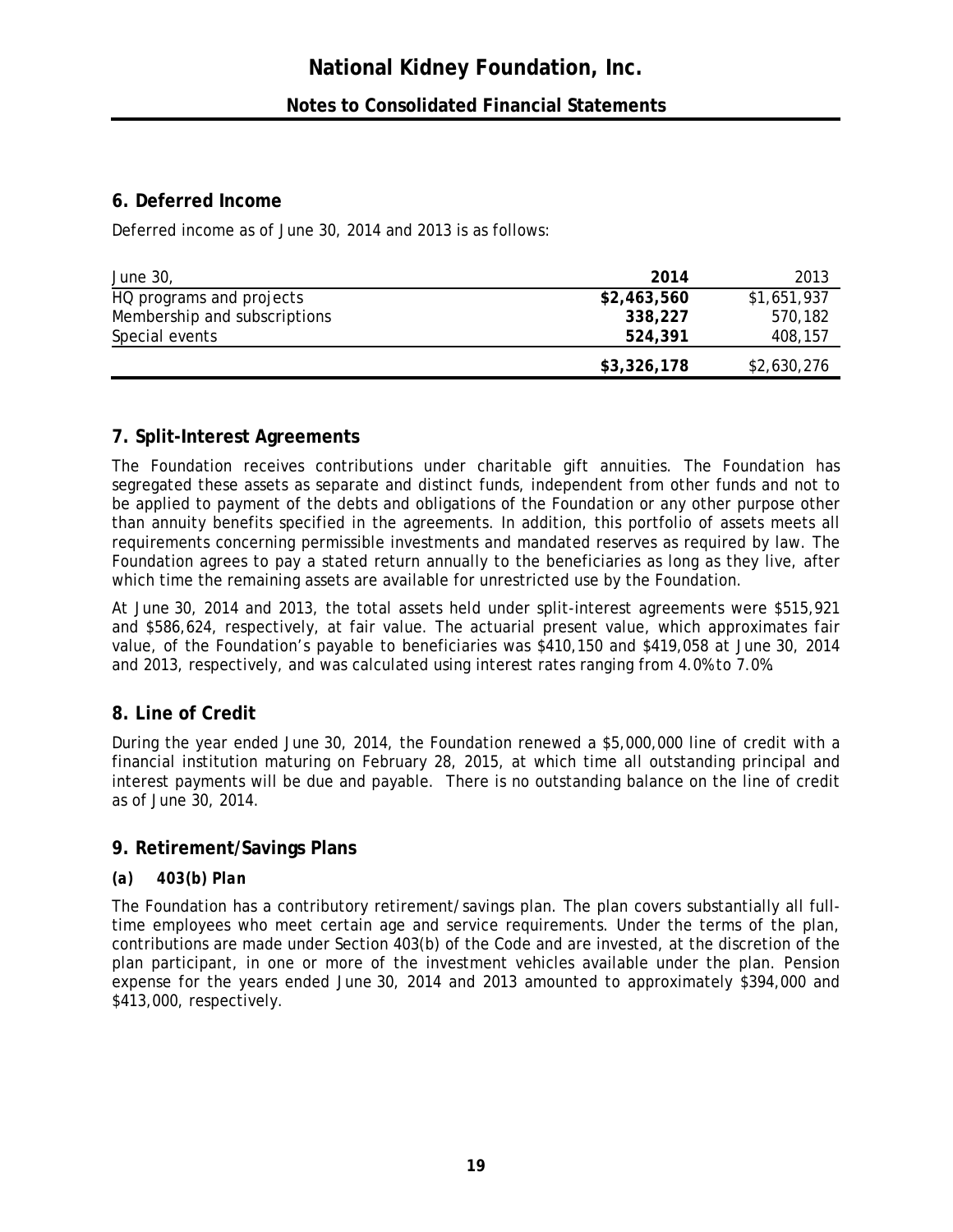## 6. Deferred Income

Deferred income as of June 30, 2014 and 2013 is as follows:

| June 30, | **2014** | 2013 |
|---|---|---|
| HQ programs and projects | **$2,463,560** | $1,651,937 |
| Membership and subscriptions | **338,227** | 570,182 |
| Special events | **524,391** | 408,157 |
| | **$3,326,178** | $2,630,276 |

## 7. Split-Interest Agreements

The Foundation receives contributions under charitable gift annuities. The Foundation has segregated these assets as separate and distinct funds, independent from other funds and not to be applied to payment of the debts and obligations of the Foundation or any other purpose other than annuity benefits specified in the agreements. In addition, this portfolio of assets meets all requirements concerning permissible investments and mandated reserves as required by law. The Foundation agrees to pay a stated return annually to the beneficiaries as long as they live, after which time the remaining assets are available for unrestricted use by the Foundation.

At June 30, 2014 and 2013, the total assets held under split-interest agreements were $515,921 and $586,624, respectively, at fair value. The actuarial present value, which approximates fair value, of the Foundation's payable to beneficiaries was $410,150 and $419,058 at June 30, 2014 and 2013, respectively, and was calculated using interest rates ranging from 4.0% to 7.0%.

## 8. Line of Credit

During the year ended June 30, 2014, the Foundation renewed a $5,000,000 line of credit with a financial institution maturing on February 28, 2015, at which time all outstanding principal and interest payments will be due and payable. There is no outstanding balance on the line of credit as of June 30, 2014.

## 9. Retirement/Savings Plans

### *(a) 403(b) Plan*

The Foundation has a contributory retirement/savings plan. The plan covers substantially all full-time employees who meet certain age and service requirements. Under the terms of the plan, contributions are made under Section 403(b) of the Code and are invested, at the discretion of the plan participant, in one or more of the investment vehicles available under the plan. Pension expense for the years ended June 30, 2014 and 2013 amounted to approximately $394,000 and $413,000, respectively.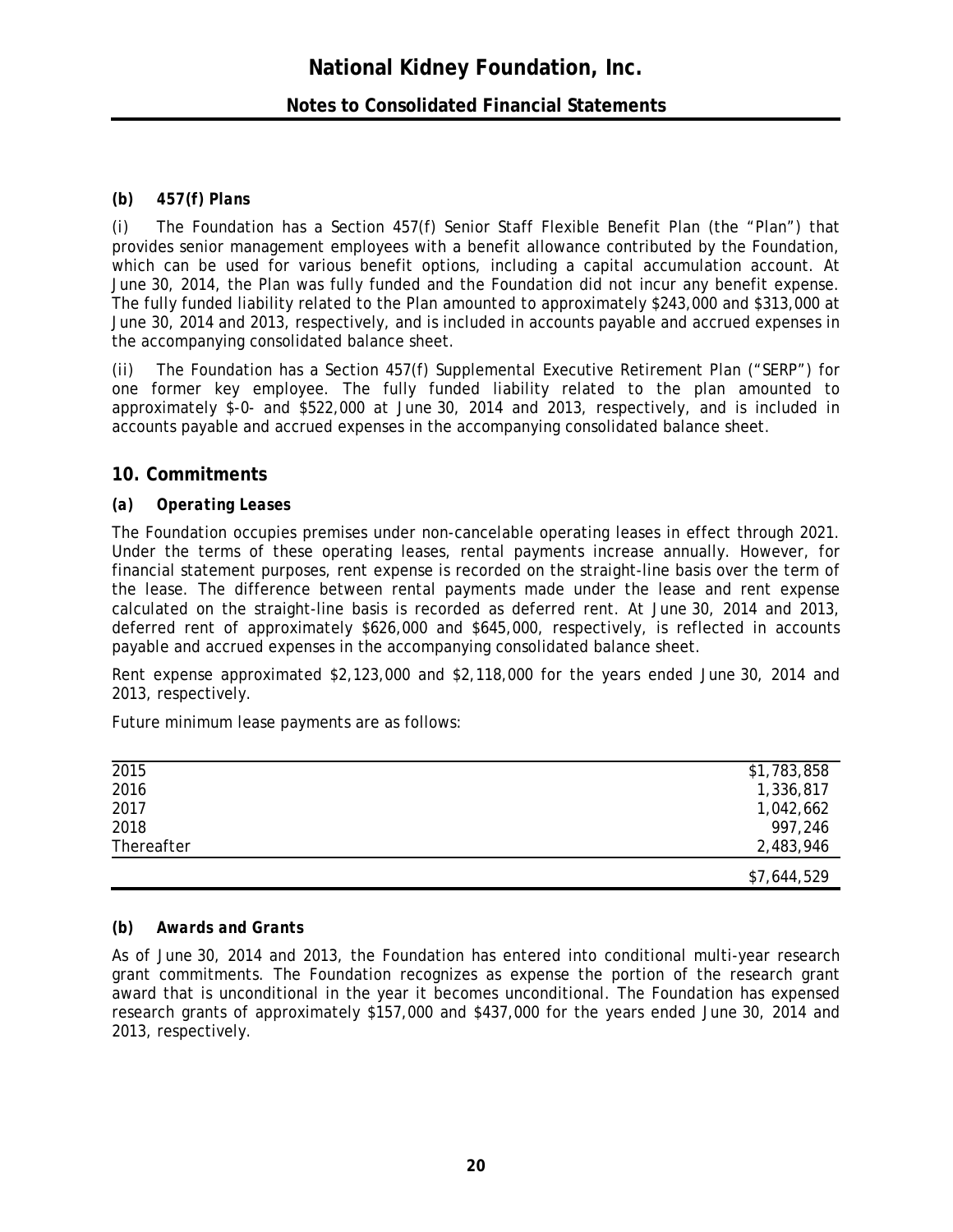### (b) 457(f) Plans

(i) The Foundation has a Section 457(f) Senior Staff Flexible Benefit Plan (the "Plan") that provides senior management employees with a benefit allowance contributed by the Foundation, which can be used for various benefit options, including a capital accumulation account. At June 30, 2014, the Plan was fully funded and the Foundation did not incur any benefit expense. The fully funded liability related to the Plan amounted to approximately $243,000 and $313,000 at June 30, 2014 and 2013, respectively, and is included in accounts payable and accrued expenses in the accompanying consolidated balance sheet.

(ii) The Foundation has a Section 457(f) Supplemental Executive Retirement Plan ("SERP") for one former key employee. The fully funded liability related to the plan amounted to approximately $-0- and $522,000 at June 30, 2014 and 2013, respectively, and is included in accounts payable and accrued expenses in the accompanying consolidated balance sheet.

## 10. Commitments

### (a) Operating Leases

The Foundation occupies premises under non-cancelable operating leases in effect through 2021. Under the terms of these operating leases, rental payments increase annually. However, for financial statement purposes, rent expense is recorded on the straight-line basis over the term of the lease. The difference between rental payments made under the lease and rent expense calculated on the straight-line basis is recorded as deferred rent. At June 30, 2014 and 2013, deferred rent of approximately $626,000 and $645,000, respectively, is reflected in accounts payable and accrued expenses in the accompanying consolidated balance sheet.

Rent expense approximated $2,123,000 and $2,118,000 for the years ended June 30, 2014 and 2013, respectively.

Future minimum lease payments are as follows:

| | |
|---|---:|
| 2015 | $1,783,858 |
| 2016 | 1,336,817 |
| 2017 | 1,042,662 |
| 2018 | 997,246 |
| Thereafter | 2,483,946 |
| | $7,644,529 |

### (b) Awards and Grants

As of June 30, 2014 and 2013, the Foundation has entered into conditional multi-year research grant commitments. The Foundation recognizes as expense the portion of the research grant award that is unconditional in the year it becomes unconditional. The Foundation has expensed research grants of approximately $157,000 and $437,000 for the years ended June 30, 2014 and 2013, respectively.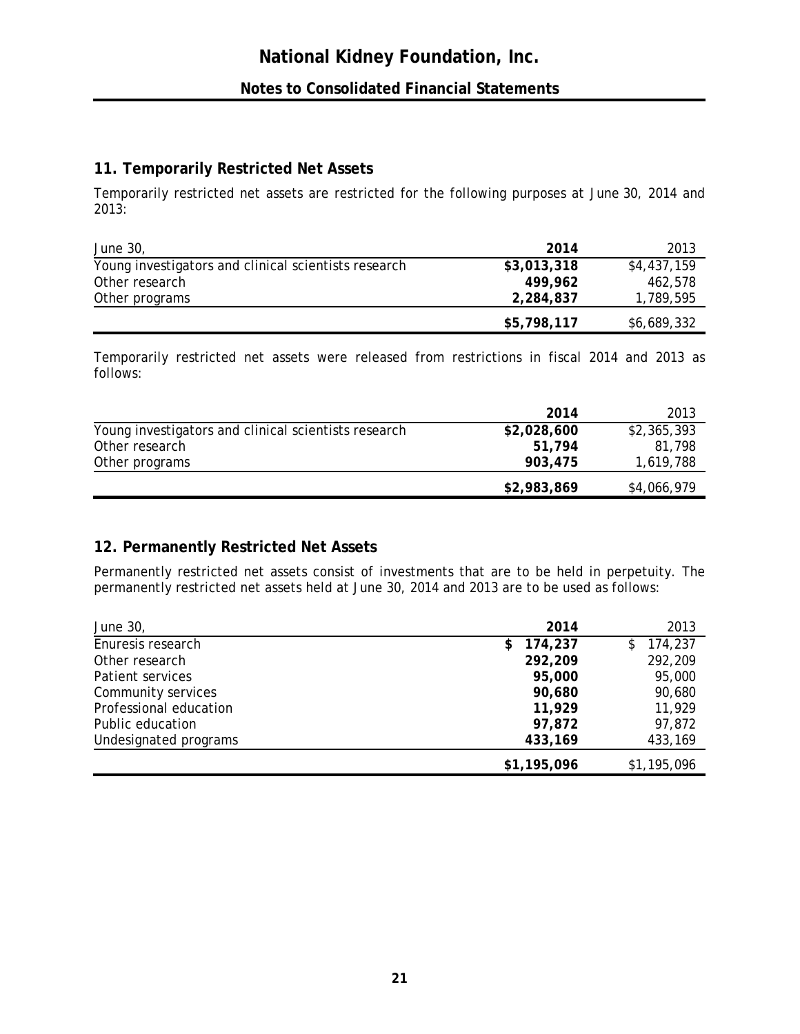## 11. Temporarily Restricted Net Assets

Temporarily restricted net assets are restricted for the following purposes at June 30, 2014 and 2013:

| June 30, | 2014 | 2013 |
|---|---|---|
| Young investigators and clinical scientists research | **$3,013,318** | $4,437,159 |
| Other research | **499,962** | 462,578 |
| Other programs | **2,284,837** | 1,789,595 |
| | **$5,798,117** | $6,689,332 |

Temporarily restricted net assets were released from restrictions in fiscal 2014 and 2013 as follows:

| | 2014 | 2013 |
|---|---|---|
| Young investigators and clinical scientists research | **$2,028,600** | $2,365,393 |
| Other research | **51,794** | 81,798 |
| Other programs | **903,475** | 1,619,788 |
| | **$2,983,869** | $4,066,979 |

## 12. Permanently Restricted Net Assets

Permanently restricted net assets consist of investments that are to be held in perpetuity. The permanently restricted net assets held at June 30, 2014 and 2013 are to be used as follows:

| June 30, | 2014 | 2013 |
|---|---|---|
| Enuresis research | **$ 174,237** | $ 174,237 |
| Other research | **292,209** | 292,209 |
| Patient services | **95,000** | 95,000 |
| Community services | **90,680** | 90,680 |
| Professional education | **11,929** | 11,929 |
| Public education | **97,872** | 97,872 |
| Undesignated programs | **433,169** | 433,169 |
| | **$1,195,096** | $1,195,096 |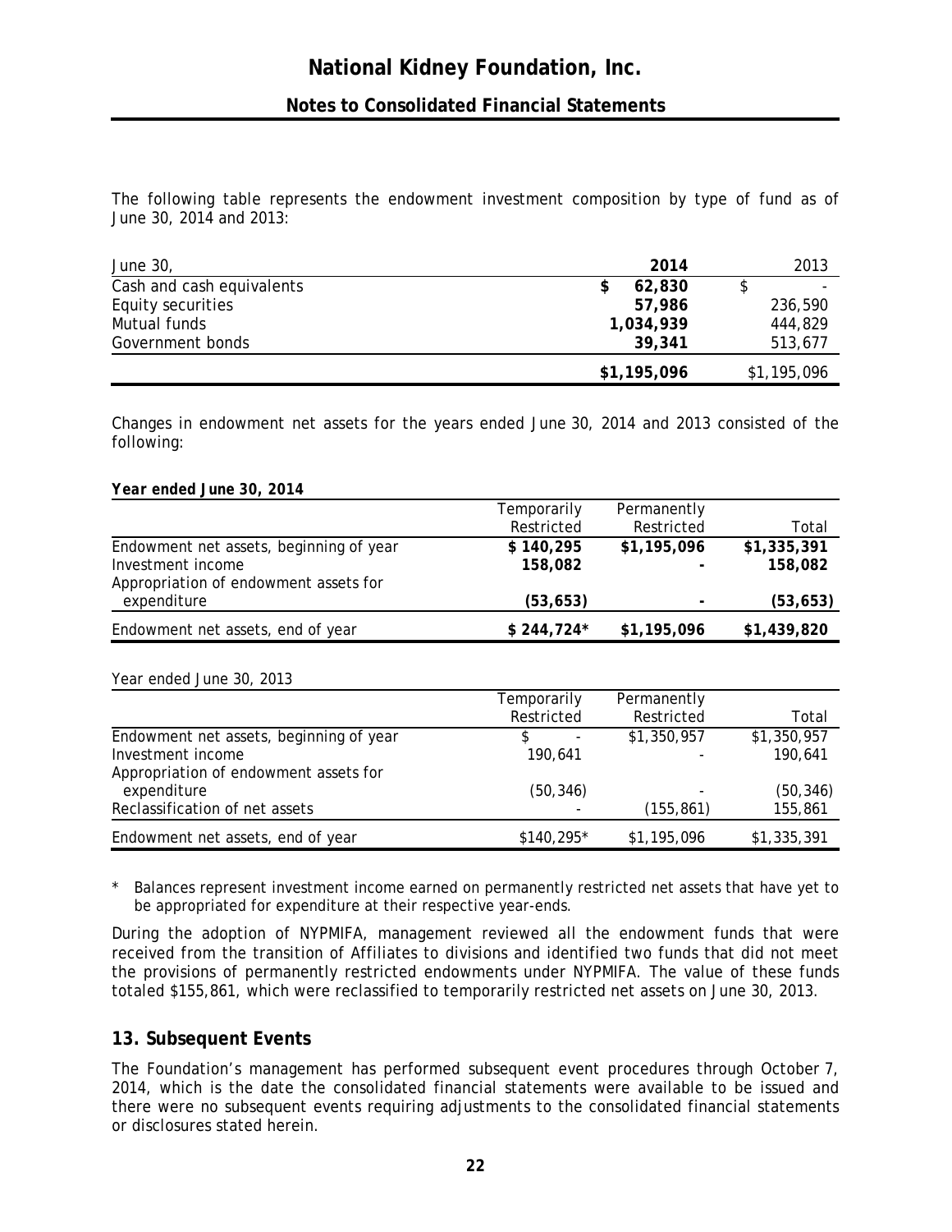The following table represents the endowment investment composition by type of fund as of June 30, 2014 and 2013:

| June 30, | 2014 | 2013 |
|---|---|---|
| Cash and cash equivalents | $ 62,830 | $ - |
| Equity securities | 57,986 | 236,590 |
| Mutual funds | 1,034,939 | 444,829 |
| Government bonds | 39,341 | 513,677 |
| | $1,195,096 | $1,195,096 |

Changes in endowment net assets for the years ended June 30, 2014 and 2013 consisted of the following:

***Year ended June 30, 2014***

| | Temporarily Restricted | Permanently Restricted | Total |
|---|---|---|---|
| Endowment net assets, beginning of year | $ 140,295 | $1,195,096 | $1,335,391 |
| Investment income | 158,082 | - | 158,082 |
| Appropriation of endowment assets for expenditure | (53,653) | - | (53,653) |
| Endowment net assets, end of year | $ 244,724* | $1,195,096 | $1,439,820 |

Year ended June 30, 2013

| | Temporarily Restricted | Permanently Restricted | Total |
|---|---|---|---|
| Endowment net assets, beginning of year | $ - | $1,350,957 | $1,350,957 |
| Investment income | 190,641 | - | 190,641 |
| Appropriation of endowment assets for expenditure | (50,346) | - | (50,346) |
| Reclassification of net assets | - | (155,861) | 155,861 |
| Endowment net assets, end of year | $140,295* | $1,195,096 | $1,335,391 |

\* Balances represent investment income earned on permanently restricted net assets that have yet to be appropriated for expenditure at their respective year-ends.

During the adoption of NYPMIFA, management reviewed all the endowment funds that were received from the transition of Affiliates to divisions and identified two funds that did not meet the provisions of permanently restricted endowments under NYPMIFA. The value of these funds totaled $155,861, which were reclassified to temporarily restricted net assets on June 30, 2013.

## 13. Subsequent Events

The Foundation's management has performed subsequent event procedures through October 7, 2014, which is the date the consolidated financial statements were available to be issued and there were no subsequent events requiring adjustments to the consolidated financial statements or disclosures stated herein.